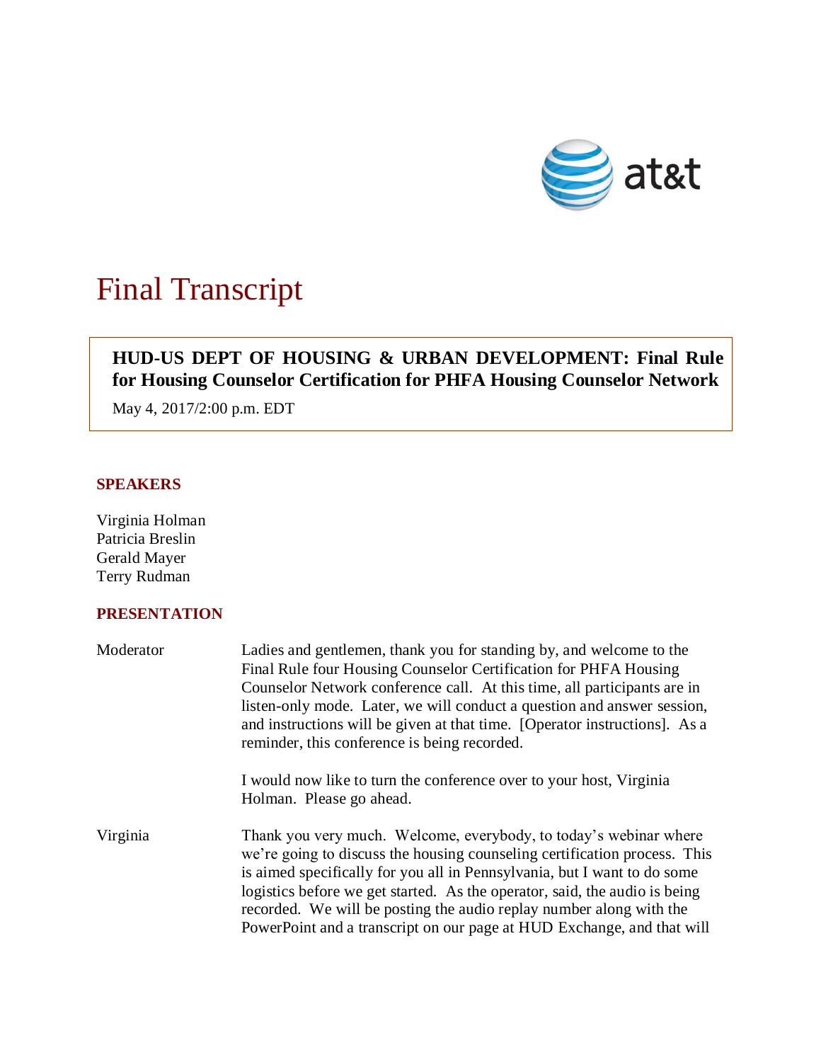at&t

# Final Transcript

**HUD-US DEPT OF HOUSING & URBAN DEVELOPMENT: Final Rule for Housing Counselor Certification for PHFA Housing Counselor Network**

May 4, 2017/2:00 p.m. EDT

## SPEAKERS

Virginia Holman
Patricia Breslin
Gerald Mayer
Terry Rudman

## PRESENTATION

Moderator: Ladies and gentlemen, thank you for standing by, and welcome to the Final Rule four Housing Counselor Certification for PHFA Housing Counselor Network conference call. At this time, all participants are in listen-only mode. Later, we will conduct a question and answer session, and instructions will be given at that time. [Operator instructions]. As a reminder, this conference is being recorded.

I would now like to turn the conference over to your host, Virginia Holman. Please go ahead.

Virginia: Thank you very much. Welcome, everybody, to today's webinar where we're going to discuss the housing counseling certification process. This is aimed specifically for you all in Pennsylvania, but I want to do some logistics before we get started. As the operator, said, the audio is being recorded. We will be posting the audio replay number along with the PowerPoint and a transcript on our page at HUD Exchange, and that will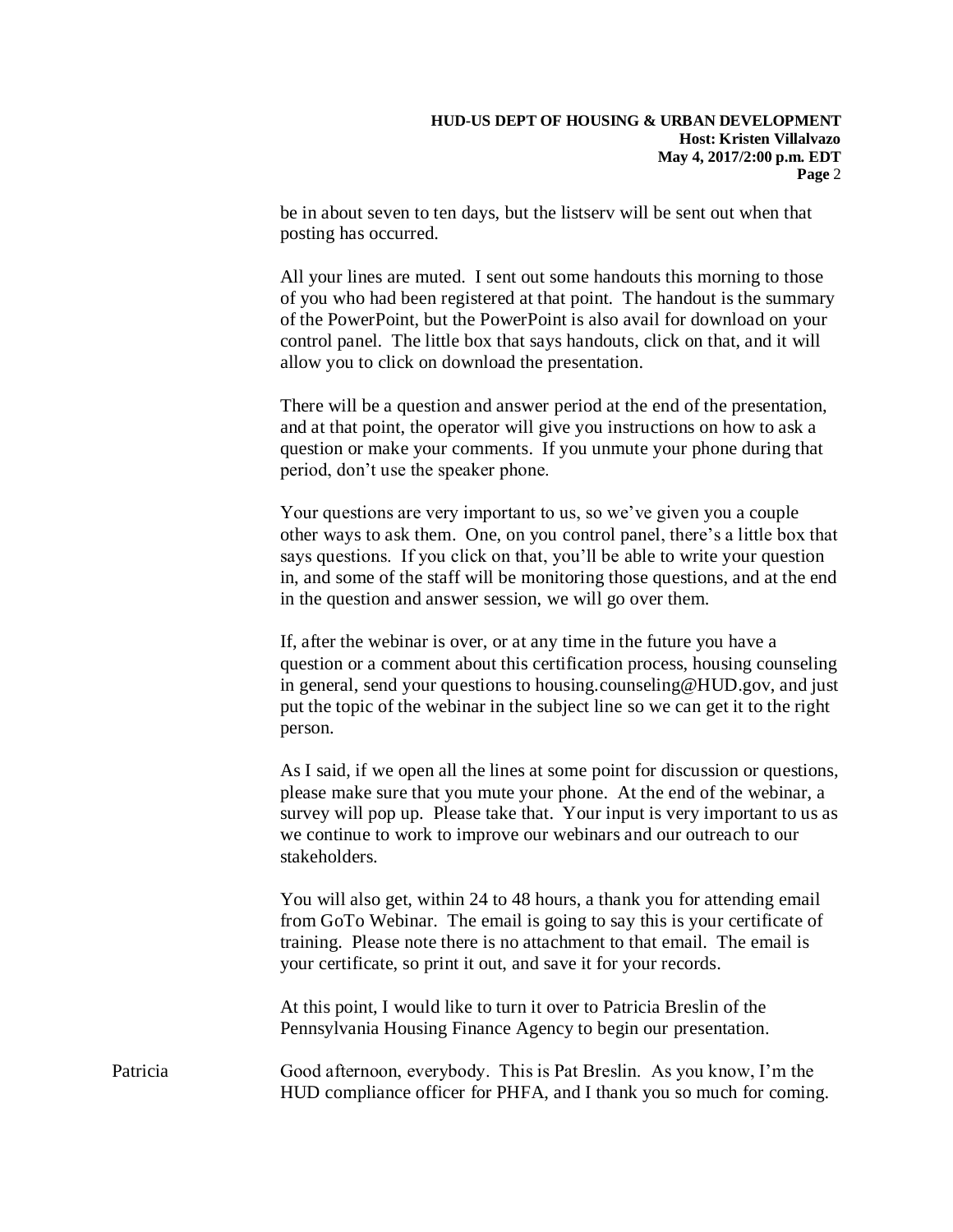be in about seven to ten days, but the listserv will be sent out when that posting has occurred.

All your lines are muted. I sent out some handouts this morning to those of you who had been registered at that point. The handout is the summary of the PowerPoint, but the PowerPoint is also avail for download on your control panel. The little box that says handouts, click on that, and it will allow you to click on download the presentation.

There will be a question and answer period at the end of the presentation, and at that point, the operator will give you instructions on how to ask a question or make your comments. If you unmute your phone during that period, don't use the speaker phone.

Your questions are very important to us, so we've given you a couple other ways to ask them. One, on you control panel, there's a little box that says questions. If you click on that, you'll be able to write your question in, and some of the staff will be monitoring those questions, and at the end in the question and answer session, we will go over them.

If, after the webinar is over, or at any time in the future you have a question or a comment about this certification process, housing counseling in general, send your questions to housing.counseling@HUD.gov, and just put the topic of the webinar in the subject line so we can get it to the right person.

As I said, if we open all the lines at some point for discussion or questions, please make sure that you mute your phone. At the end of the webinar, a survey will pop up. Please take that. Your input is very important to us as we continue to work to improve our webinars and our outreach to our stakeholders.

You will also get, within 24 to 48 hours, a thank you for attending email from GoTo Webinar. The email is going to say this is your certificate of training. Please note there is no attachment to that email. The email is your certificate, so print it out, and save it for your records.

At this point, I would like to turn it over to Patricia Breslin of the Pennsylvania Housing Finance Agency to begin our presentation.

Patricia: Good afternoon, everybody. This is Pat Breslin. As you know, I'm the HUD compliance officer for PHFA, and I thank you so much for coming.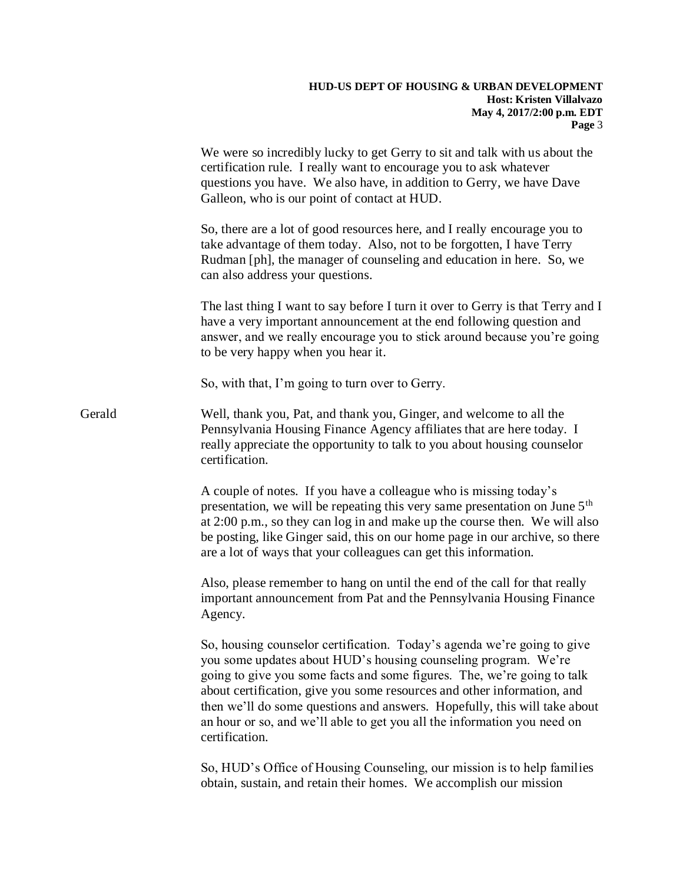We were so incredibly lucky to get Gerry to sit and talk with us about the certification rule. I really want to encourage you to ask whatever questions you have. We also have, in addition to Gerry, we have Dave Galleon, who is our point of contact at HUD.

So, there are a lot of good resources here, and I really encourage you to take advantage of them today. Also, not to be forgotten, I have Terry Rudman [ph], the manager of counseling and education in here. So, we can also address your questions.

The last thing I want to say before I turn it over to Gerry is that Terry and I have a very important announcement at the end following question and answer, and we really encourage you to stick around because you're going to be very happy when you hear it.

So, with that, I'm going to turn over to Gerry.

Gerald: Well, thank you, Pat, and thank you, Ginger, and welcome to all the Pennsylvania Housing Finance Agency affiliates that are here today. I really appreciate the opportunity to talk to you about housing counselor certification.

A couple of notes. If you have a colleague who is missing today's presentation, we will be repeating this very same presentation on June 5th at 2:00 p.m., so they can log in and make up the course then. We will also be posting, like Ginger said, this on our home page in our archive, so there are a lot of ways that your colleagues can get this information.

Also, please remember to hang on until the end of the call for that really important announcement from Pat and the Pennsylvania Housing Finance Agency.

So, housing counselor certification. Today's agenda we're going to give you some updates about HUD's housing counseling program. We're going to give you some facts and some figures. The, we're going to talk about certification, give you some resources and other information, and then we'll do some questions and answers. Hopefully, this will take about an hour or so, and we'll able to get you all the information you need on certification.

So, HUD's Office of Housing Counseling, our mission is to help families obtain, sustain, and retain their homes. We accomplish our mission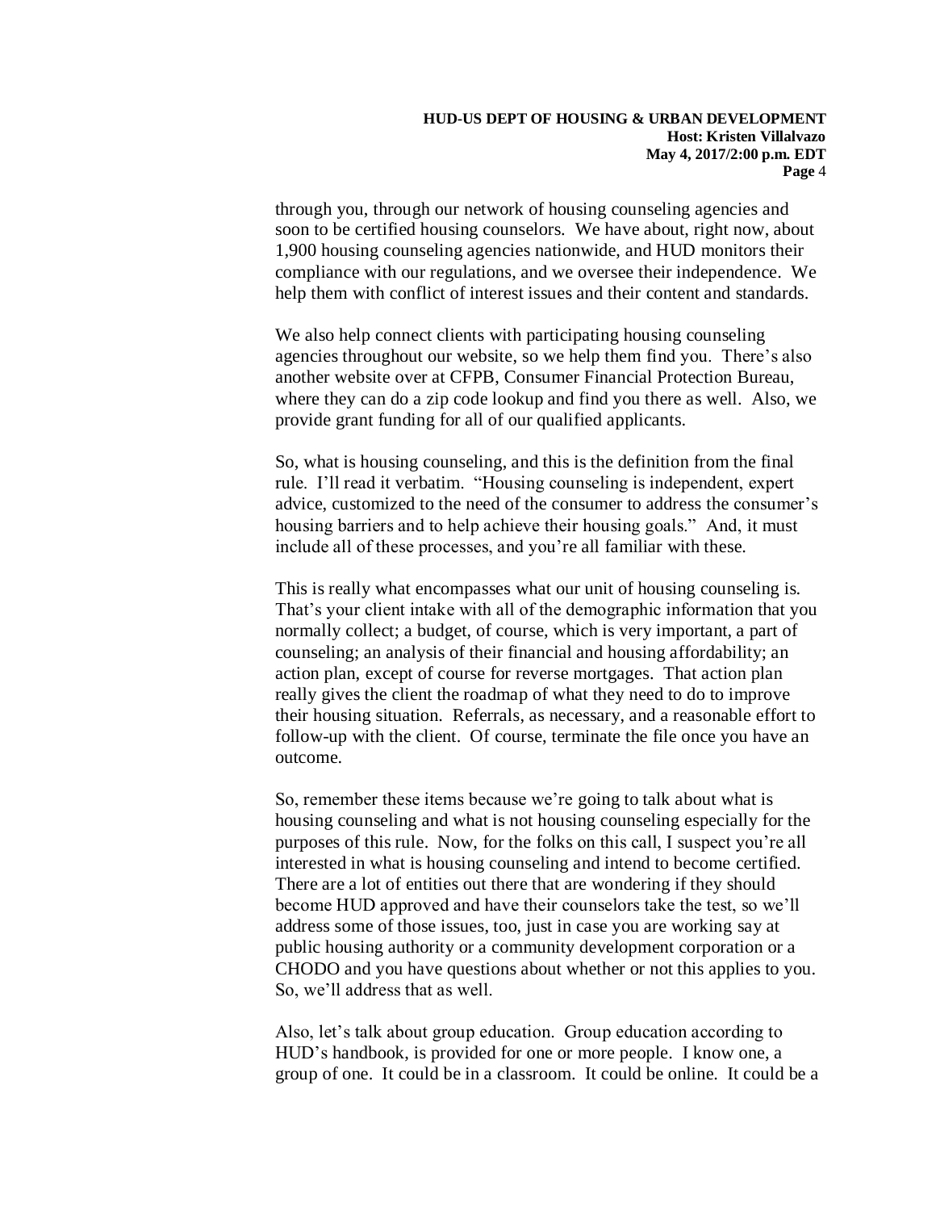through you, through our network of housing counseling agencies and soon to be certified housing counselors. We have about, right now, about 1,900 housing counseling agencies nationwide, and HUD monitors their compliance with our regulations, and we oversee their independence. We help them with conflict of interest issues and their content and standards.

We also help connect clients with participating housing counseling agencies throughout our website, so we help them find you. There's also another website over at CFPB, Consumer Financial Protection Bureau, where they can do a zip code lookup and find you there as well. Also, we provide grant funding for all of our qualified applicants.

So, what is housing counseling, and this is the definition from the final rule. I'll read it verbatim. "Housing counseling is independent, expert advice, customized to the need of the consumer to address the consumer's housing barriers and to help achieve their housing goals." And, it must include all of these processes, and you're all familiar with these.

This is really what encompasses what our unit of housing counseling is. That's your client intake with all of the demographic information that you normally collect; a budget, of course, which is very important, a part of counseling; an analysis of their financial and housing affordability; an action plan, except of course for reverse mortgages. That action plan really gives the client the roadmap of what they need to do to improve their housing situation. Referrals, as necessary, and a reasonable effort to follow-up with the client. Of course, terminate the file once you have an outcome.

So, remember these items because we're going to talk about what is housing counseling and what is not housing counseling especially for the purposes of this rule. Now, for the folks on this call, I suspect you're all interested in what is housing counseling and intend to become certified. There are a lot of entities out there that are wondering if they should become HUD approved and have their counselors take the test, so we'll address some of those issues, too, just in case you are working say at public housing authority or a community development corporation or a CHODO and you have questions about whether or not this applies to you. So, we'll address that as well.

Also, let's talk about group education. Group education according to HUD's handbook, is provided for one or more people. I know one, a group of one. It could be in a classroom. It could be online. It could be a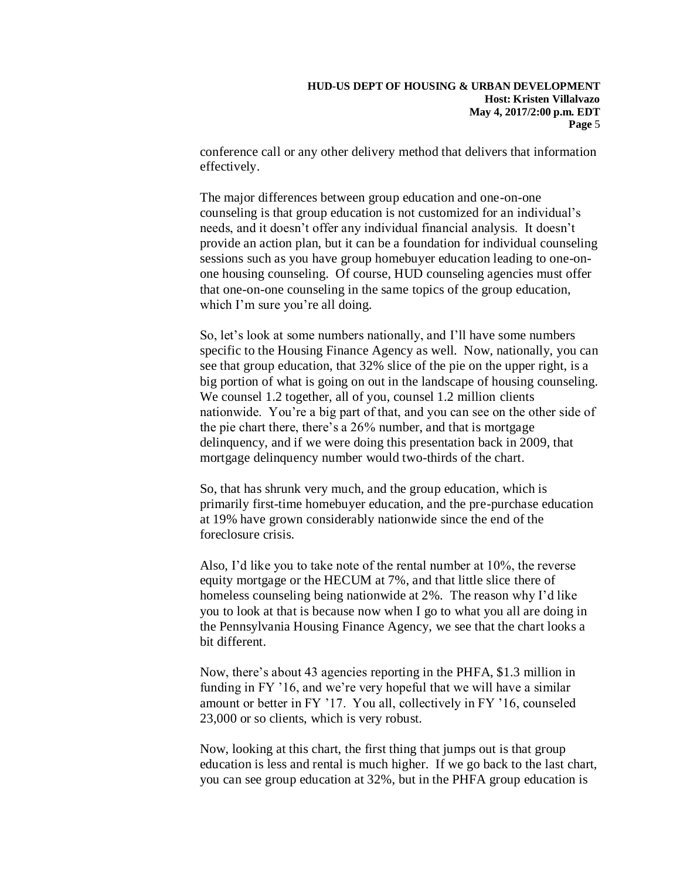conference call or any other delivery method that delivers that information effectively.

The major differences between group education and one-on-one counseling is that group education is not customized for an individual's needs, and it doesn't offer any individual financial analysis. It doesn't provide an action plan, but it can be a foundation for individual counseling sessions such as you have group homebuyer education leading to one-on-one housing counseling. Of course, HUD counseling agencies must offer that one-on-one counseling in the same topics of the group education, which I'm sure you're all doing.

So, let's look at some numbers nationally, and I'll have some numbers specific to the Housing Finance Agency as well. Now, nationally, you can see that group education, that 32% slice of the pie on the upper right, is a big portion of what is going on out in the landscape of housing counseling. We counsel 1.2 together, all of you, counsel 1.2 million clients nationwide. You're a big part of that, and you can see on the other side of the pie chart there, there's a 26% number, and that is mortgage delinquency, and if we were doing this presentation back in 2009, that mortgage delinquency number would two-thirds of the chart.

So, that has shrunk very much, and the group education, which is primarily first-time homebuyer education, and the pre-purchase education at 19% have grown considerably nationwide since the end of the foreclosure crisis.

Also, I'd like you to take note of the rental number at 10%, the reverse equity mortgage or the HECUM at 7%, and that little slice there of homeless counseling being nationwide at 2%. The reason why I'd like you to look at that is because now when I go to what you all are doing in the Pennsylvania Housing Finance Agency, we see that the chart looks a bit different.

Now, there's about 43 agencies reporting in the PHFA, $1.3 million in funding in FY '16, and we're very hopeful that we will have a similar amount or better in FY '17. You all, collectively in FY '16, counseled 23,000 or so clients, which is very robust.

Now, looking at this chart, the first thing that jumps out is that group education is less and rental is much higher. If we go back to the last chart, you can see group education at 32%, but in the PHFA group education is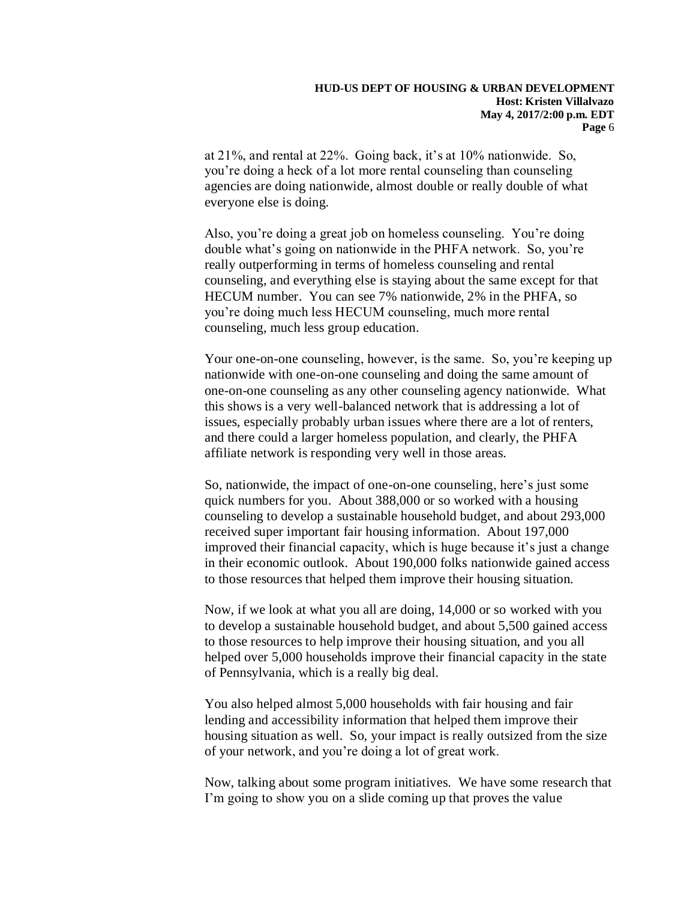at 21%, and rental at 22%. Going back, it's at 10% nationwide. So, you're doing a heck of a lot more rental counseling than counseling agencies are doing nationwide, almost double or really double of what everyone else is doing.

Also, you're doing a great job on homeless counseling. You're doing double what's going on nationwide in the PHFA network. So, you're really outperforming in terms of homeless counseling and rental counseling, and everything else is staying about the same except for that HECUM number. You can see 7% nationwide, 2% in the PHFA, so you're doing much less HECUM counseling, much more rental counseling, much less group education.

Your one-on-one counseling, however, is the same. So, you're keeping up nationwide with one-on-one counseling and doing the same amount of one-on-one counseling as any other counseling agency nationwide. What this shows is a very well-balanced network that is addressing a lot of issues, especially probably urban issues where there are a lot of renters, and there could a larger homeless population, and clearly, the PHFA affiliate network is responding very well in those areas.

So, nationwide, the impact of one-on-one counseling, here's just some quick numbers for you. About 388,000 or so worked with a housing counseling to develop a sustainable household budget, and about 293,000 received super important fair housing information. About 197,000 improved their financial capacity, which is huge because it's just a change in their economic outlook. About 190,000 folks nationwide gained access to those resources that helped them improve their housing situation.

Now, if we look at what you all are doing, 14,000 or so worked with you to develop a sustainable household budget, and about 5,500 gained access to those resources to help improve their housing situation, and you all helped over 5,000 households improve their financial capacity in the state of Pennsylvania, which is a really big deal.

You also helped almost 5,000 households with fair housing and fair lending and accessibility information that helped them improve their housing situation as well. So, your impact is really outsized from the size of your network, and you're doing a lot of great work.

Now, talking about some program initiatives. We have some research that I'm going to show you on a slide coming up that proves the value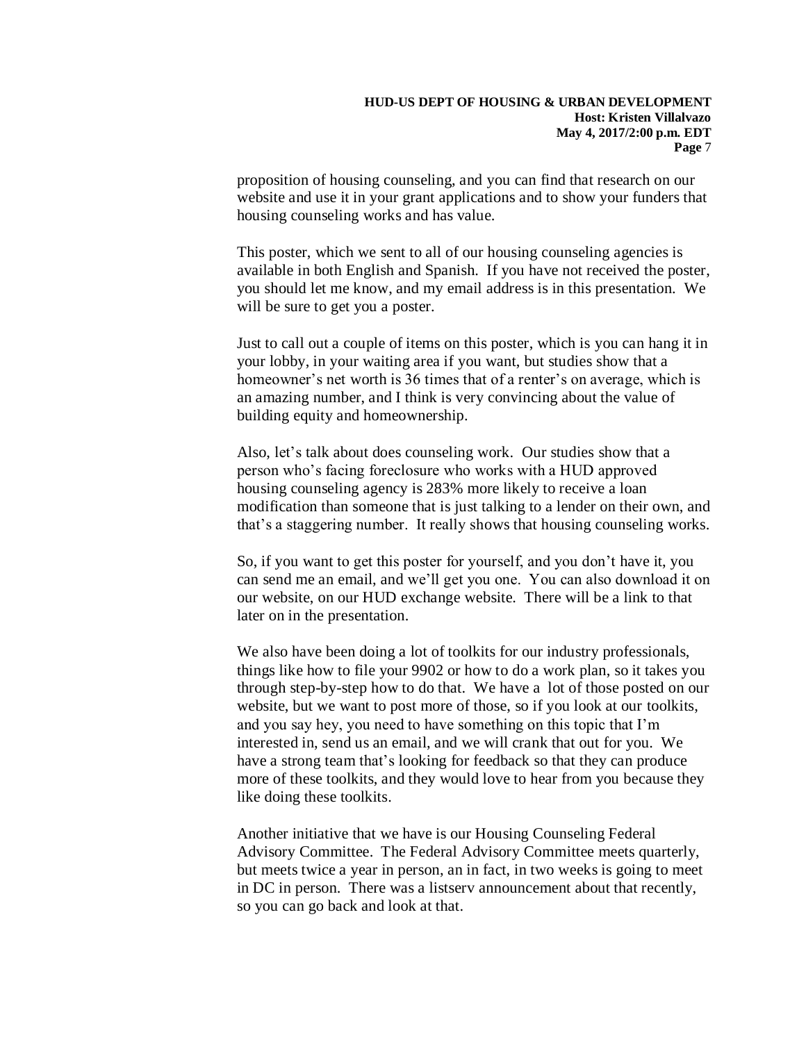proposition of housing counseling, and you can find that research on our website and use it in your grant applications and to show your funders that housing counseling works and has value.

This poster, which we sent to all of our housing counseling agencies is available in both English and Spanish. If you have not received the poster, you should let me know, and my email address is in this presentation. We will be sure to get you a poster.

Just to call out a couple of items on this poster, which is you can hang it in your lobby, in your waiting area if you want, but studies show that a homeowner's net worth is 36 times that of a renter's on average, which is an amazing number, and I think is very convincing about the value of building equity and homeownership.

Also, let's talk about does counseling work. Our studies show that a person who's facing foreclosure who works with a HUD approved housing counseling agency is 283% more likely to receive a loan modification than someone that is just talking to a lender on their own, and that's a staggering number. It really shows that housing counseling works.

So, if you want to get this poster for yourself, and you don't have it, you can send me an email, and we'll get you one. You can also download it on our website, on our HUD exchange website. There will be a link to that later on in the presentation.

We also have been doing a lot of toolkits for our industry professionals, things like how to file your 9902 or how to do a work plan, so it takes you through step-by-step how to do that. We have a lot of those posted on our website, but we want to post more of those, so if you look at our toolkits, and you say hey, you need to have something on this topic that I'm interested in, send us an email, and we will crank that out for you. We have a strong team that's looking for feedback so that they can produce more of these toolkits, and they would love to hear from you because they like doing these toolkits.

Another initiative that we have is our Housing Counseling Federal Advisory Committee. The Federal Advisory Committee meets quarterly, but meets twice a year in person, an in fact, in two weeks is going to meet in DC in person. There was a listserv announcement about that recently, so you can go back and look at that.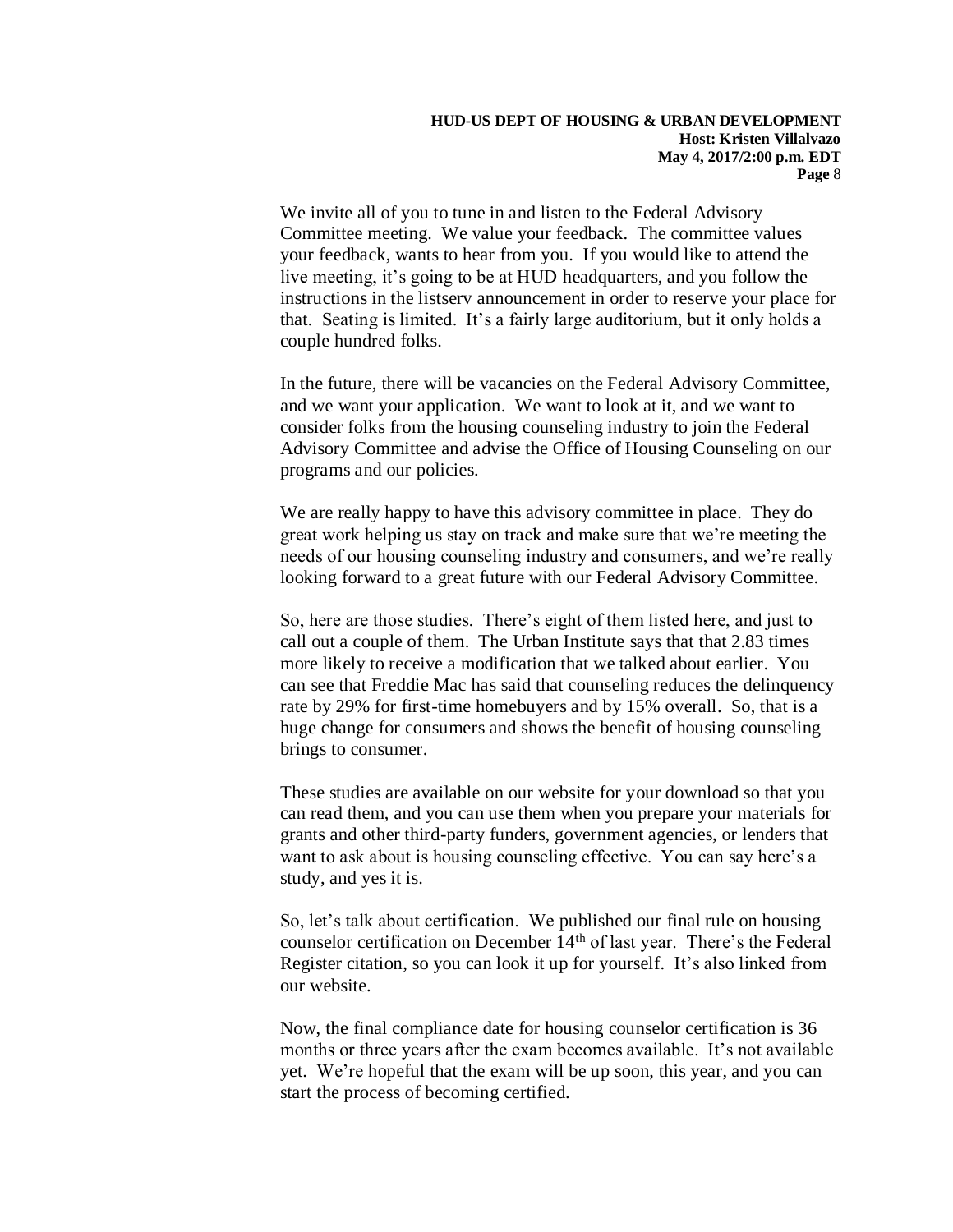We invite all of you to tune in and listen to the Federal Advisory Committee meeting. We value your feedback. The committee values your feedback, wants to hear from you. If you would like to attend the live meeting, it's going to be at HUD headquarters, and you follow the instructions in the listserv announcement in order to reserve your place for that. Seating is limited. It's a fairly large auditorium, but it only holds a couple hundred folks.

In the future, there will be vacancies on the Federal Advisory Committee, and we want your application. We want to look at it, and we want to consider folks from the housing counseling industry to join the Federal Advisory Committee and advise the Office of Housing Counseling on our programs and our policies.

We are really happy to have this advisory committee in place. They do great work helping us stay on track and make sure that we're meeting the needs of our housing counseling industry and consumers, and we're really looking forward to a great future with our Federal Advisory Committee.

So, here are those studies. There's eight of them listed here, and just to call out a couple of them. The Urban Institute says that that 2.83 times more likely to receive a modification that we talked about earlier. You can see that Freddie Mac has said that counseling reduces the delinquency rate by 29% for first-time homebuyers and by 15% overall. So, that is a huge change for consumers and shows the benefit of housing counseling brings to consumer.

These studies are available on our website for your download so that you can read them, and you can use them when you prepare your materials for grants and other third-party funders, government agencies, or lenders that want to ask about is housing counseling effective. You can say here's a study, and yes it is.

So, let's talk about certification. We published our final rule on housing counselor certification on December 14th of last year. There's the Federal Register citation, so you can look it up for yourself. It's also linked from our website.

Now, the final compliance date for housing counselor certification is 36 months or three years after the exam becomes available. It's not available yet. We're hopeful that the exam will be up soon, this year, and you can start the process of becoming certified.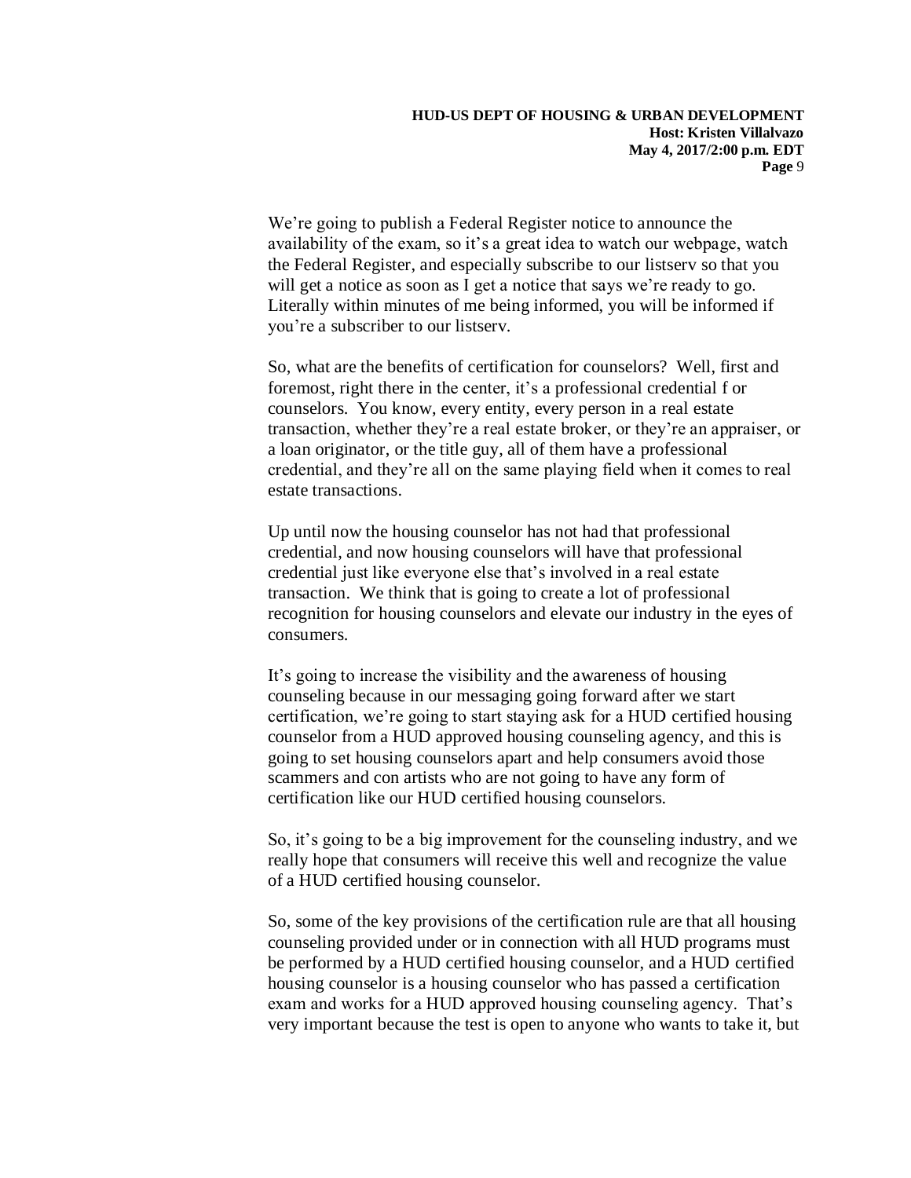We're going to publish a Federal Register notice to announce the availability of the exam, so it's a great idea to watch our webpage, watch the Federal Register, and especially subscribe to our listserv so that you will get a notice as soon as I get a notice that says we're ready to go. Literally within minutes of me being informed, you will be informed if you're a subscriber to our listserv.

So, what are the benefits of certification for counselors? Well, first and foremost, right there in the center, it's a professional credential f or counselors. You know, every entity, every person in a real estate transaction, whether they're a real estate broker, or they're an appraiser, or a loan originator, or the title guy, all of them have a professional credential, and they're all on the same playing field when it comes to real estate transactions.

Up until now the housing counselor has not had that professional credential, and now housing counselors will have that professional credential just like everyone else that's involved in a real estate transaction. We think that is going to create a lot of professional recognition for housing counselors and elevate our industry in the eyes of consumers.

It's going to increase the visibility and the awareness of housing counseling because in our messaging going forward after we start certification, we're going to start staying ask for a HUD certified housing counselor from a HUD approved housing counseling agency, and this is going to set housing counselors apart and help consumers avoid those scammers and con artists who are not going to have any form of certification like our HUD certified housing counselors.

So, it's going to be a big improvement for the counseling industry, and we really hope that consumers will receive this well and recognize the value of a HUD certified housing counselor.

So, some of the key provisions of the certification rule are that all housing counseling provided under or in connection with all HUD programs must be performed by a HUD certified housing counselor, and a HUD certified housing counselor is a housing counselor who has passed a certification exam and works for a HUD approved housing counseling agency. That's very important because the test is open to anyone who wants to take it, but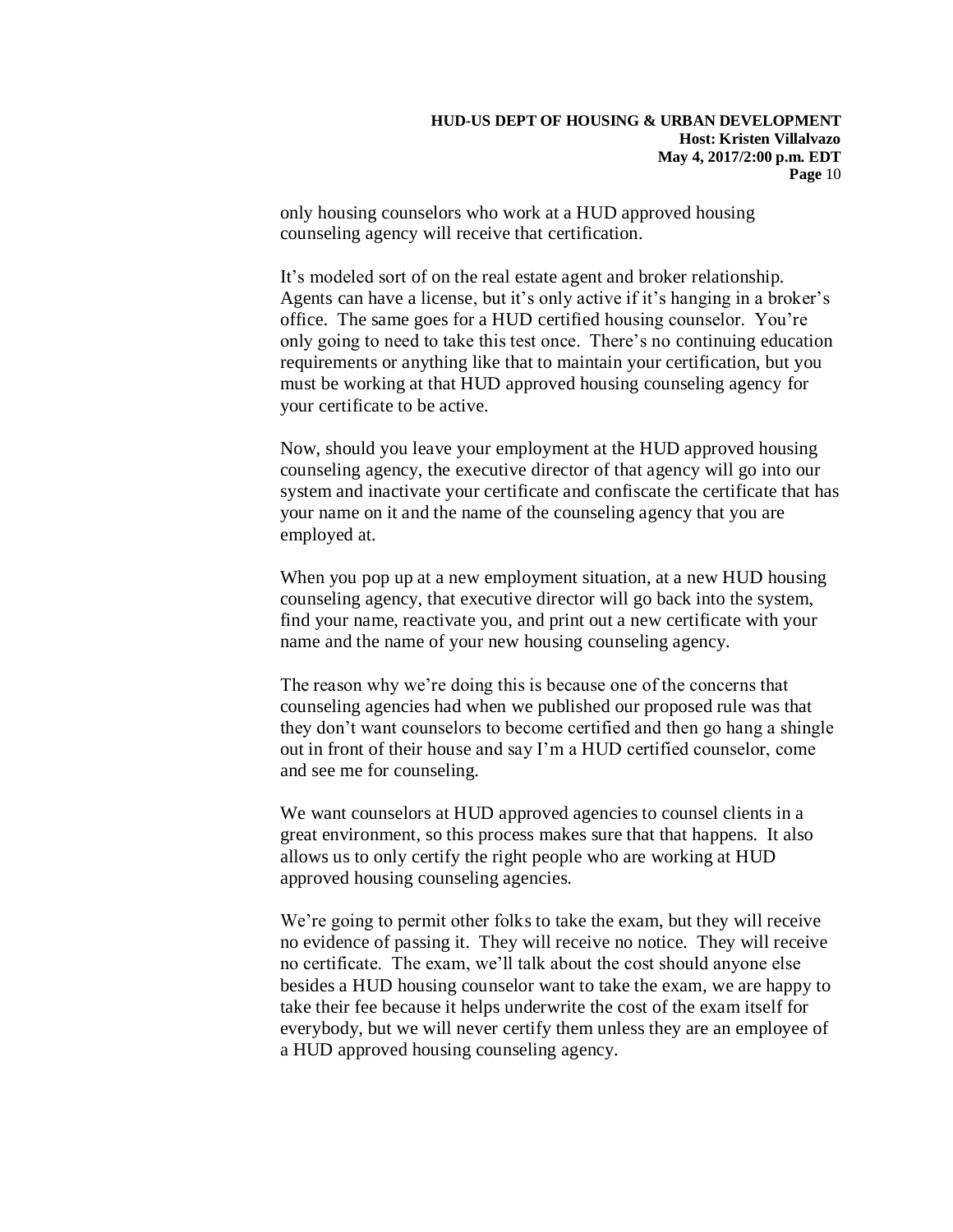only housing counselors who work at a HUD approved housing counseling agency will receive that certification.

It's modeled sort of on the real estate agent and broker relationship. Agents can have a license, but it's only active if it's hanging in a broker's office. The same goes for a HUD certified housing counselor. You're only going to need to take this test once. There's no continuing education requirements or anything like that to maintain your certification, but you must be working at that HUD approved housing counseling agency for your certificate to be active.

Now, should you leave your employment at the HUD approved housing counseling agency, the executive director of that agency will go into our system and inactivate your certificate and confiscate the certificate that has your name on it and the name of the counseling agency that you are employed at.

When you pop up at a new employment situation, at a new HUD housing counseling agency, that executive director will go back into the system, find your name, reactivate you, and print out a new certificate with your name and the name of your new housing counseling agency.

The reason why we're doing this is because one of the concerns that counseling agencies had when we published our proposed rule was that they don't want counselors to become certified and then go hang a shingle out in front of their house and say I'm a HUD certified counselor, come and see me for counseling.

We want counselors at HUD approved agencies to counsel clients in a great environment, so this process makes sure that that happens. It also allows us to only certify the right people who are working at HUD approved housing counseling agencies.

We're going to permit other folks to take the exam, but they will receive no evidence of passing it. They will receive no notice. They will receive no certificate. The exam, we'll talk about the cost should anyone else besides a HUD housing counselor want to take the exam, we are happy to take their fee because it helps underwrite the cost of the exam itself for everybody, but we will never certify them unless they are an employee of a HUD approved housing counseling agency.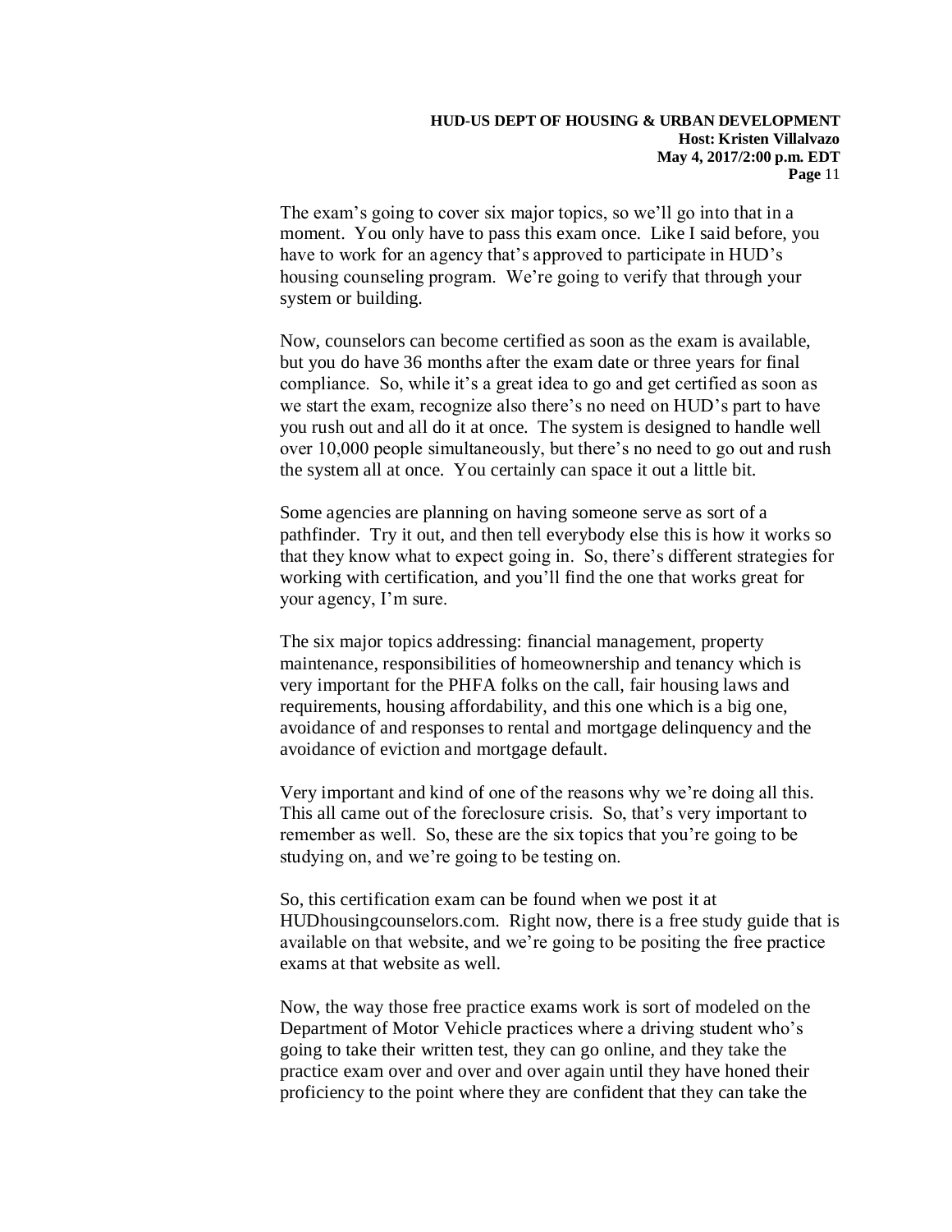The exam's going to cover six major topics, so we'll go into that in a moment. You only have to pass this exam once. Like I said before, you have to work for an agency that's approved to participate in HUD's housing counseling program. We're going to verify that through your system or building.

Now, counselors can become certified as soon as the exam is available, but you do have 36 months after the exam date or three years for final compliance. So, while it's a great idea to go and get certified as soon as we start the exam, recognize also there's no need on HUD's part to have you rush out and all do it at once. The system is designed to handle well over 10,000 people simultaneously, but there's no need to go out and rush the system all at once. You certainly can space it out a little bit.

Some agencies are planning on having someone serve as sort of a pathfinder. Try it out, and then tell everybody else this is how it works so that they know what to expect going in. So, there's different strategies for working with certification, and you'll find the one that works great for your agency, I'm sure.

The six major topics addressing: financial management, property maintenance, responsibilities of homeownership and tenancy which is very important for the PHFA folks on the call, fair housing laws and requirements, housing affordability, and this one which is a big one, avoidance of and responses to rental and mortgage delinquency and the avoidance of eviction and mortgage default.

Very important and kind of one of the reasons why we're doing all this. This all came out of the foreclosure crisis. So, that's very important to remember as well. So, these are the six topics that you're going to be studying on, and we're going to be testing on.

So, this certification exam can be found when we post it at HUDhousingcounselors.com. Right now, there is a free study guide that is available on that website, and we're going to be positing the free practice exams at that website as well.

Now, the way those free practice exams work is sort of modeled on the Department of Motor Vehicle practices where a driving student who's going to take their written test, they can go online, and they take the practice exam over and over and over again until they have honed their proficiency to the point where they are confident that they can take the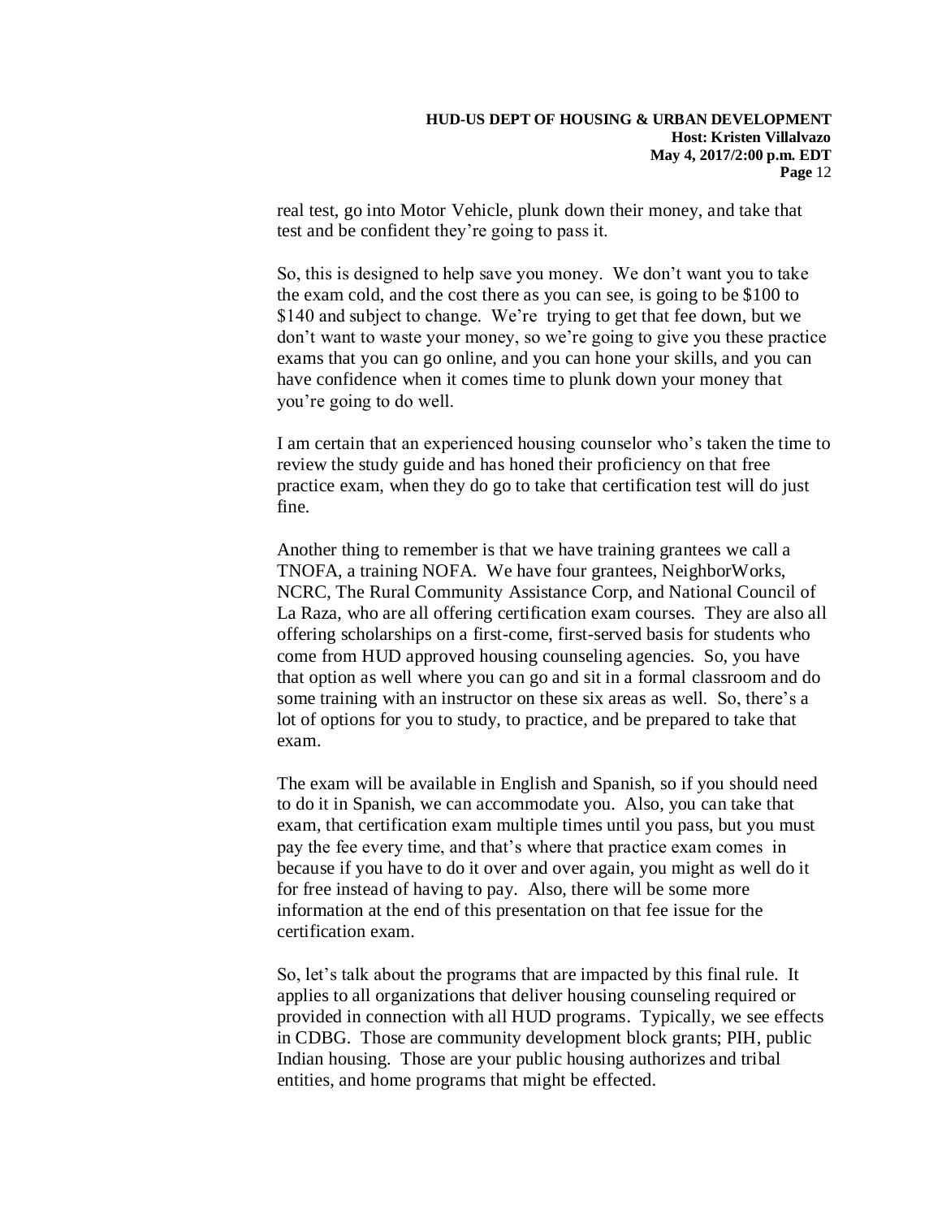real test, go into Motor Vehicle, plunk down their money, and take that test and be confident they're going to pass it.

So, this is designed to help save you money. We don't want you to take the exam cold, and the cost there as you can see, is going to be $100 to $140 and subject to change. We're trying to get that fee down, but we don't want to waste your money, so we're going to give you these practice exams that you can go online, and you can hone your skills, and you can have confidence when it comes time to plunk down your money that you're going to do well.

I am certain that an experienced housing counselor who's taken the time to review the study guide and has honed their proficiency on that free practice exam, when they do go to take that certification test will do just fine.

Another thing to remember is that we have training grantees we call a TNOFA, a training NOFA. We have four grantees, NeighborWorks, NCRC, The Rural Community Assistance Corp, and National Council of La Raza, who are all offering certification exam courses. They are also all offering scholarships on a first-come, first-served basis for students who come from HUD approved housing counseling agencies. So, you have that option as well where you can go and sit in a formal classroom and do some training with an instructor on these six areas as well. So, there's a lot of options for you to study, to practice, and be prepared to take that exam.

The exam will be available in English and Spanish, so if you should need to do it in Spanish, we can accommodate you. Also, you can take that exam, that certification exam multiple times until you pass, but you must pay the fee every time, and that's where that practice exam comes in because if you have to do it over and over again, you might as well do it for free instead of having to pay. Also, there will be some more information at the end of this presentation on that fee issue for the certification exam.

So, let's talk about the programs that are impacted by this final rule. It applies to all organizations that deliver housing counseling required or provided in connection with all HUD programs. Typically, we see effects in CDBG. Those are community development block grants; PIH, public Indian housing. Those are your public housing authorizes and tribal entities, and home programs that might be effected.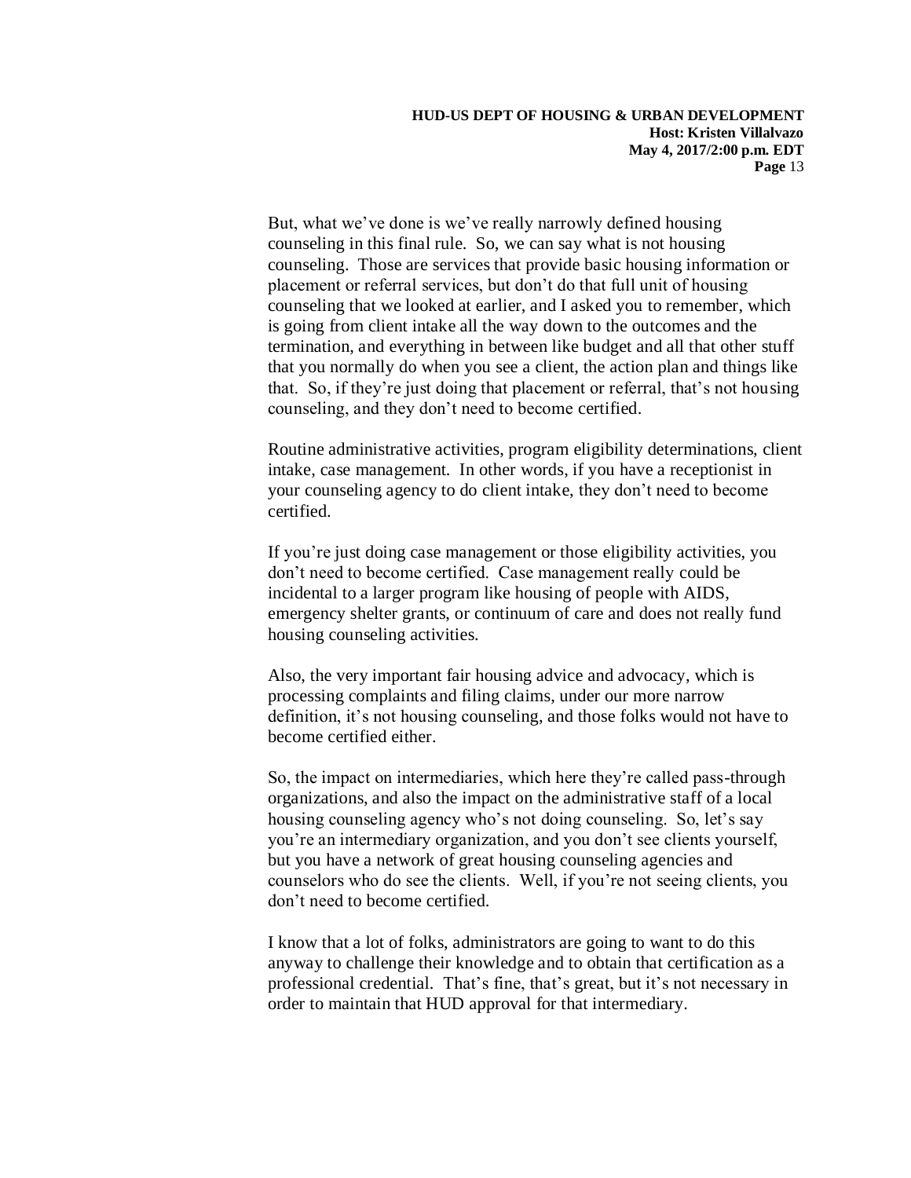But, what we've done is we've really narrowly defined housing counseling in this final rule. So, we can say what is not housing counseling. Those are services that provide basic housing information or placement or referral services, but don't do that full unit of housing counseling that we looked at earlier, and I asked you to remember, which is going from client intake all the way down to the outcomes and the termination, and everything in between like budget and all that other stuff that you normally do when you see a client, the action plan and things like that. So, if they're just doing that placement or referral, that's not housing counseling, and they don't need to become certified.

Routine administrative activities, program eligibility determinations, client intake, case management. In other words, if you have a receptionist in your counseling agency to do client intake, they don't need to become certified.

If you're just doing case management or those eligibility activities, you don't need to become certified. Case management really could be incidental to a larger program like housing of people with AIDS, emergency shelter grants, or continuum of care and does not really fund housing counseling activities.

Also, the very important fair housing advice and advocacy, which is processing complaints and filing claims, under our more narrow definition, it's not housing counseling, and those folks would not have to become certified either.

So, the impact on intermediaries, which here they're called pass-through organizations, and also the impact on the administrative staff of a local housing counseling agency who's not doing counseling. So, let's say you're an intermediary organization, and you don't see clients yourself, but you have a network of great housing counseling agencies and counselors who do see the clients. Well, if you're not seeing clients, you don't need to become certified.

I know that a lot of folks, administrators are going to want to do this anyway to challenge their knowledge and to obtain that certification as a professional credential. That's fine, that's great, but it's not necessary in order to maintain that HUD approval for that intermediary.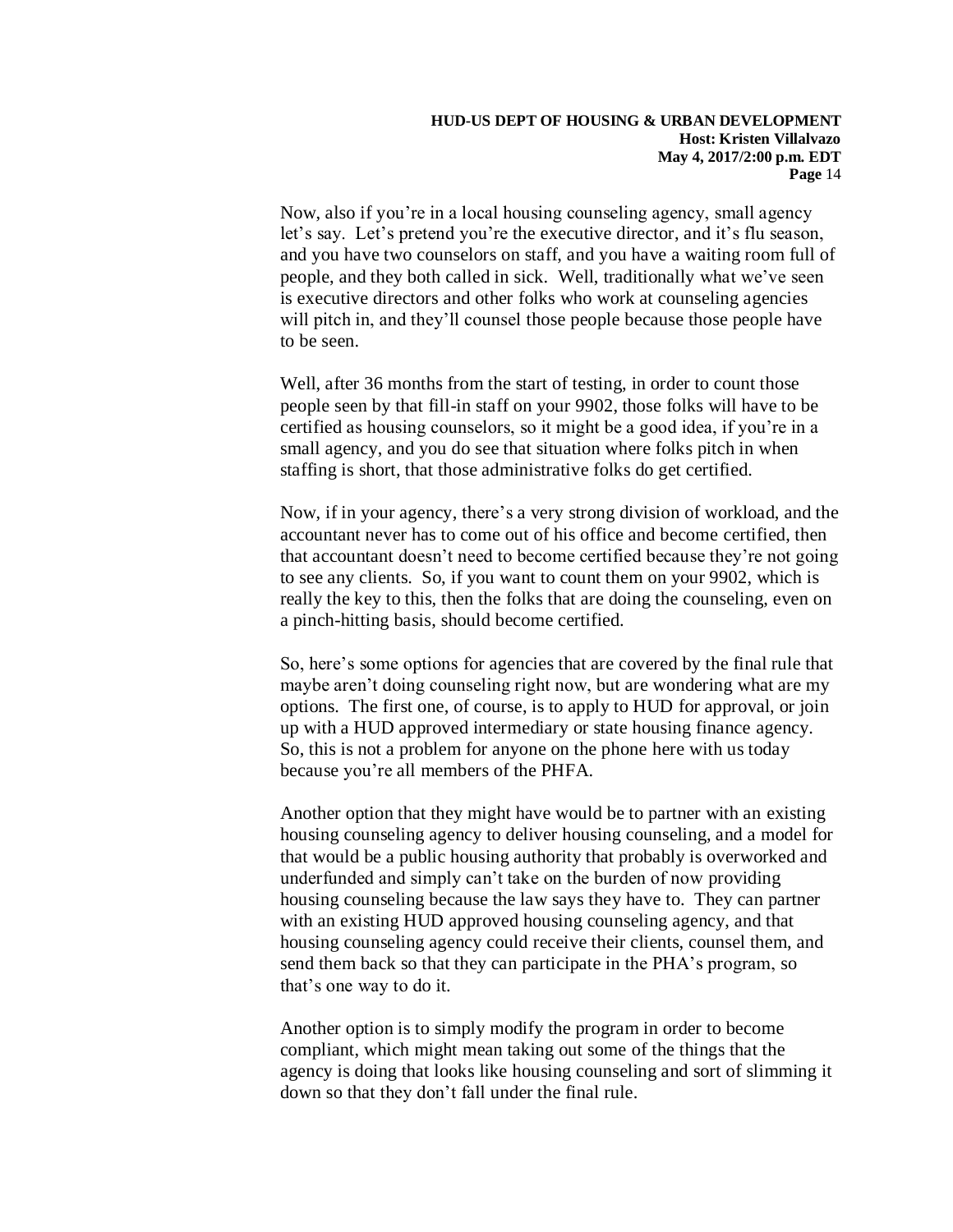Now, also if you're in a local housing counseling agency, small agency let's say. Let's pretend you're the executive director, and it's flu season, and you have two counselors on staff, and you have a waiting room full of people, and they both called in sick. Well, traditionally what we've seen is executive directors and other folks who work at counseling agencies will pitch in, and they'll counsel those people because those people have to be seen.

Well, after 36 months from the start of testing, in order to count those people seen by that fill-in staff on your 9902, those folks will have to be certified as housing counselors, so it might be a good idea, if you're in a small agency, and you do see that situation where folks pitch in when staffing is short, that those administrative folks do get certified.

Now, if in your agency, there's a very strong division of workload, and the accountant never has to come out of his office and become certified, then that accountant doesn't need to become certified because they're not going to see any clients. So, if you want to count them on your 9902, which is really the key to this, then the folks that are doing the counseling, even on a pinch-hitting basis, should become certified.

So, here's some options for agencies that are covered by the final rule that maybe aren't doing counseling right now, but are wondering what are my options. The first one, of course, is to apply to HUD for approval, or join up with a HUD approved intermediary or state housing finance agency. So, this is not a problem for anyone on the phone here with us today because you're all members of the PHFA.

Another option that they might have would be to partner with an existing housing counseling agency to deliver housing counseling, and a model for that would be a public housing authority that probably is overworked and underfunded and simply can't take on the burden of now providing housing counseling because the law says they have to. They can partner with an existing HUD approved housing counseling agency, and that housing counseling agency could receive their clients, counsel them, and send them back so that they can participate in the PHA's program, so that's one way to do it.

Another option is to simply modify the program in order to become compliant, which might mean taking out some of the things that the agency is doing that looks like housing counseling and sort of slimming it down so that they don't fall under the final rule.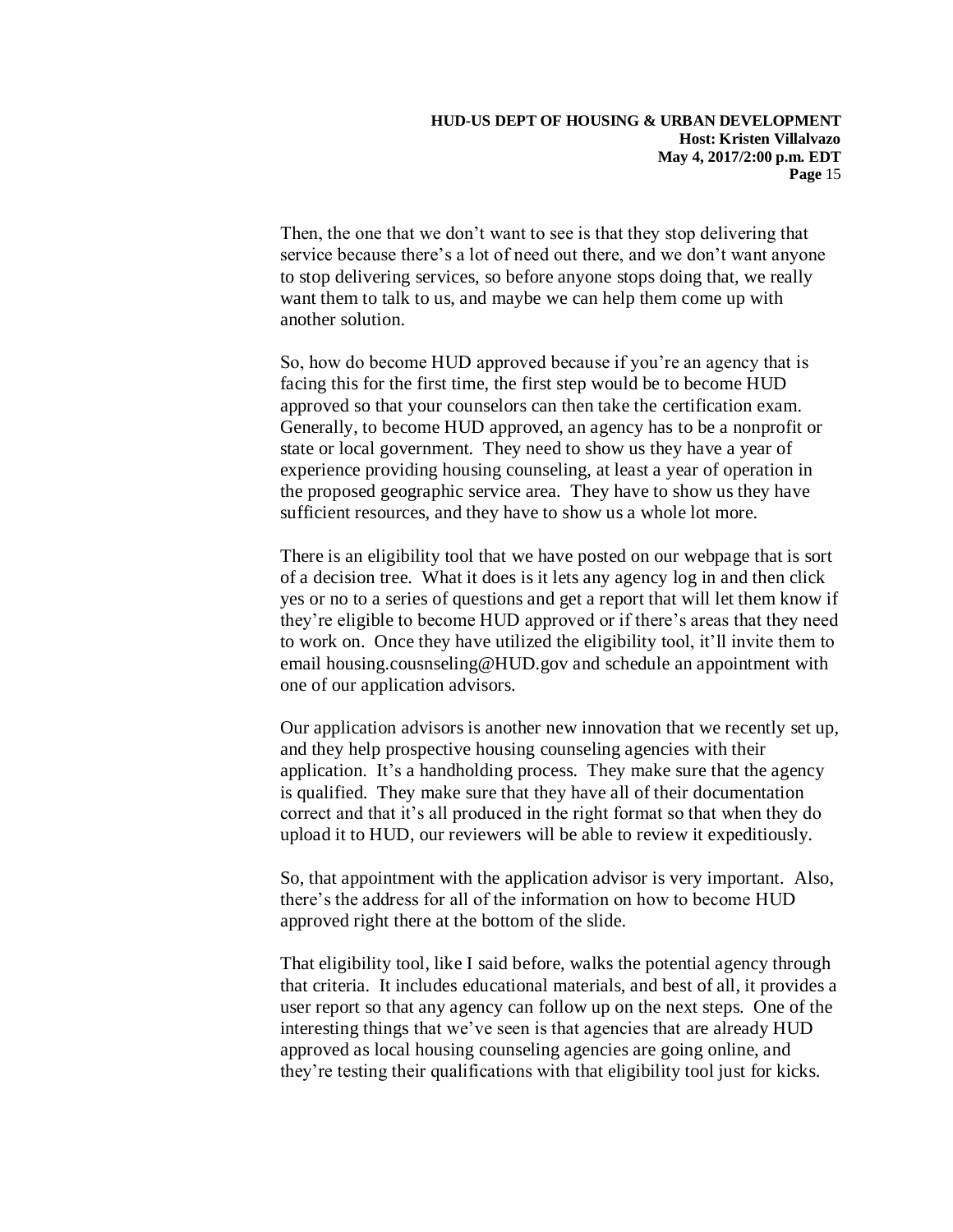Then, the one that we don't want to see is that they stop delivering that service because there's a lot of need out there, and we don't want anyone to stop delivering services, so before anyone stops doing that, we really want them to talk to us, and maybe we can help them come up with another solution.

So, how do become HUD approved because if you're an agency that is facing this for the first time, the first step would be to become HUD approved so that your counselors can then take the certification exam. Generally, to become HUD approved, an agency has to be a nonprofit or state or local government. They need to show us they have a year of experience providing housing counseling, at least a year of operation in the proposed geographic service area. They have to show us they have sufficient resources, and they have to show us a whole lot more.

There is an eligibility tool that we have posted on our webpage that is sort of a decision tree. What it does is it lets any agency log in and then click yes or no to a series of questions and get a report that will let them know if they're eligible to become HUD approved or if there's areas that they need to work on. Once they have utilized the eligibility tool, it'll invite them to email housing.cousnseling@HUD.gov and schedule an appointment with one of our application advisors.

Our application advisors is another new innovation that we recently set up, and they help prospective housing counseling agencies with their application. It's a handholding process. They make sure that the agency is qualified. They make sure that they have all of their documentation correct and that it's all produced in the right format so that when they do upload it to HUD, our reviewers will be able to review it expeditiously.

So, that appointment with the application advisor is very important. Also, there's the address for all of the information on how to become HUD approved right there at the bottom of the slide.

That eligibility tool, like I said before, walks the potential agency through that criteria. It includes educational materials, and best of all, it provides a user report so that any agency can follow up on the next steps. One of the interesting things that we've seen is that agencies that are already HUD approved as local housing counseling agencies are going online, and they're testing their qualifications with that eligibility tool just for kicks.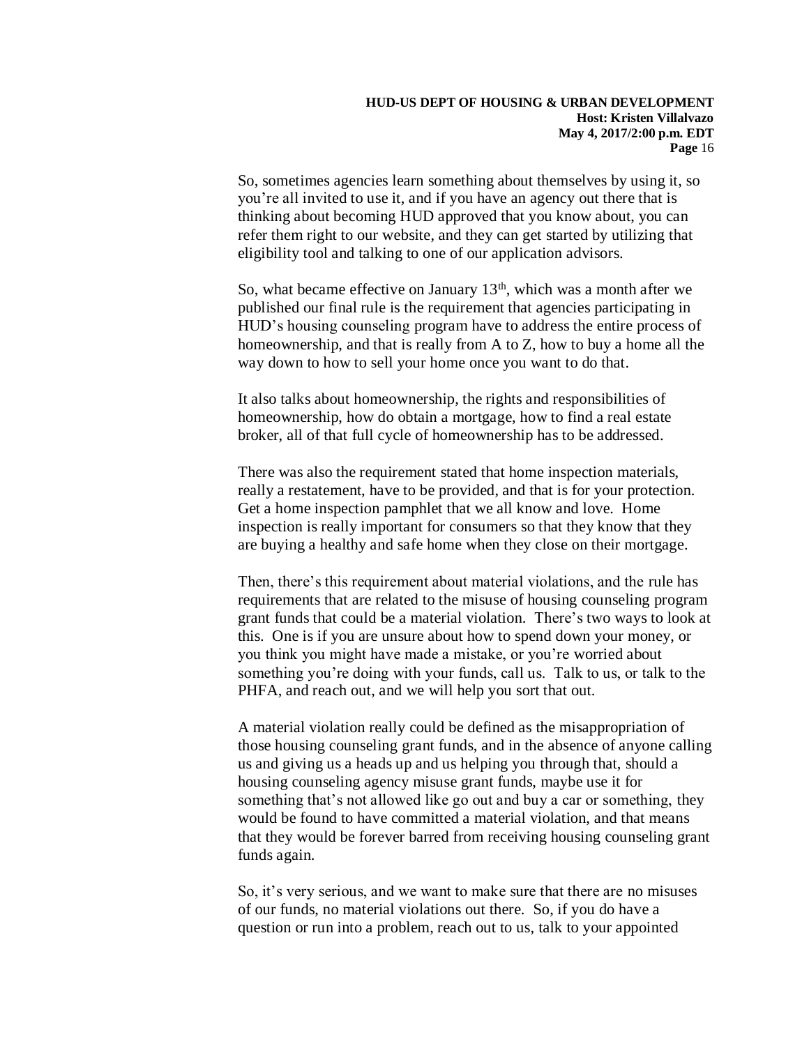So, sometimes agencies learn something about themselves by using it, so you're all invited to use it, and if you have an agency out there that is thinking about becoming HUD approved that you know about, you can refer them right to our website, and they can get started by utilizing that eligibility tool and talking to one of our application advisors.

So, what became effective on January 13th, which was a month after we published our final rule is the requirement that agencies participating in HUD's housing counseling program have to address the entire process of homeownership, and that is really from A to Z, how to buy a home all the way down to how to sell your home once you want to do that.

It also talks about homeownership, the rights and responsibilities of homeownership, how do obtain a mortgage, how to find a real estate broker, all of that full cycle of homeownership has to be addressed.

There was also the requirement stated that home inspection materials, really a restatement, have to be provided, and that is for your protection. Get a home inspection pamphlet that we all know and love. Home inspection is really important for consumers so that they know that they are buying a healthy and safe home when they close on their mortgage.

Then, there's this requirement about material violations, and the rule has requirements that are related to the misuse of housing counseling program grant funds that could be a material violation. There's two ways to look at this. One is if you are unsure about how to spend down your money, or you think you might have made a mistake, or you're worried about something you're doing with your funds, call us. Talk to us, or talk to the PHFA, and reach out, and we will help you sort that out.

A material violation really could be defined as the misappropriation of those housing counseling grant funds, and in the absence of anyone calling us and giving us a heads up and us helping you through that, should a housing counseling agency misuse grant funds, maybe use it for something that's not allowed like go out and buy a car or something, they would be found to have committed a material violation, and that means that they would be forever barred from receiving housing counseling grant funds again.

So, it's very serious, and we want to make sure that there are no misuses of our funds, no material violations out there. So, if you do have a question or run into a problem, reach out to us, talk to your appointed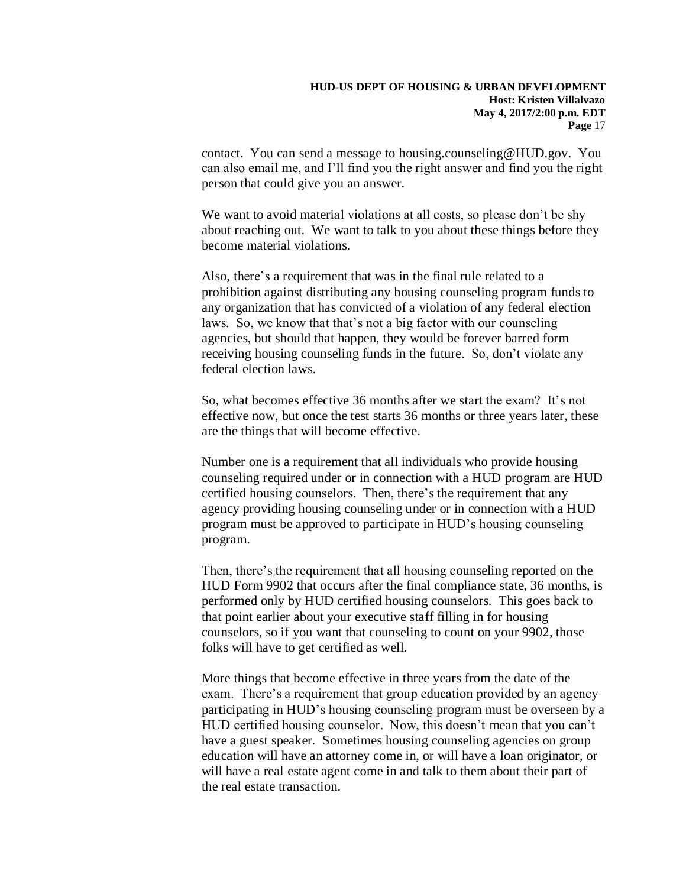contact. You can send a message to housing.counseling@HUD.gov. You can also email me, and I'll find you the right answer and find you the right person that could give you an answer.

We want to avoid material violations at all costs, so please don't be shy about reaching out. We want to talk to you about these things before they become material violations.

Also, there's a requirement that was in the final rule related to a prohibition against distributing any housing counseling program funds to any organization that has convicted of a violation of any federal election laws. So, we know that that's not a big factor with our counseling agencies, but should that happen, they would be forever barred form receiving housing counseling funds in the future. So, don't violate any federal election laws.

So, what becomes effective 36 months after we start the exam? It's not effective now, but once the test starts 36 months or three years later, these are the things that will become effective.

Number one is a requirement that all individuals who provide housing counseling required under or in connection with a HUD program are HUD certified housing counselors. Then, there's the requirement that any agency providing housing counseling under or in connection with a HUD program must be approved to participate in HUD's housing counseling program.

Then, there's the requirement that all housing counseling reported on the HUD Form 9902 that occurs after the final compliance state, 36 months, is performed only by HUD certified housing counselors. This goes back to that point earlier about your executive staff filling in for housing counselors, so if you want that counseling to count on your 9902, those folks will have to get certified as well.

More things that become effective in three years from the date of the exam. There's a requirement that group education provided by an agency participating in HUD's housing counseling program must be overseen by a HUD certified housing counselor. Now, this doesn't mean that you can't have a guest speaker. Sometimes housing counseling agencies on group education will have an attorney come in, or will have a loan originator, or will have a real estate agent come in and talk to them about their part of the real estate transaction.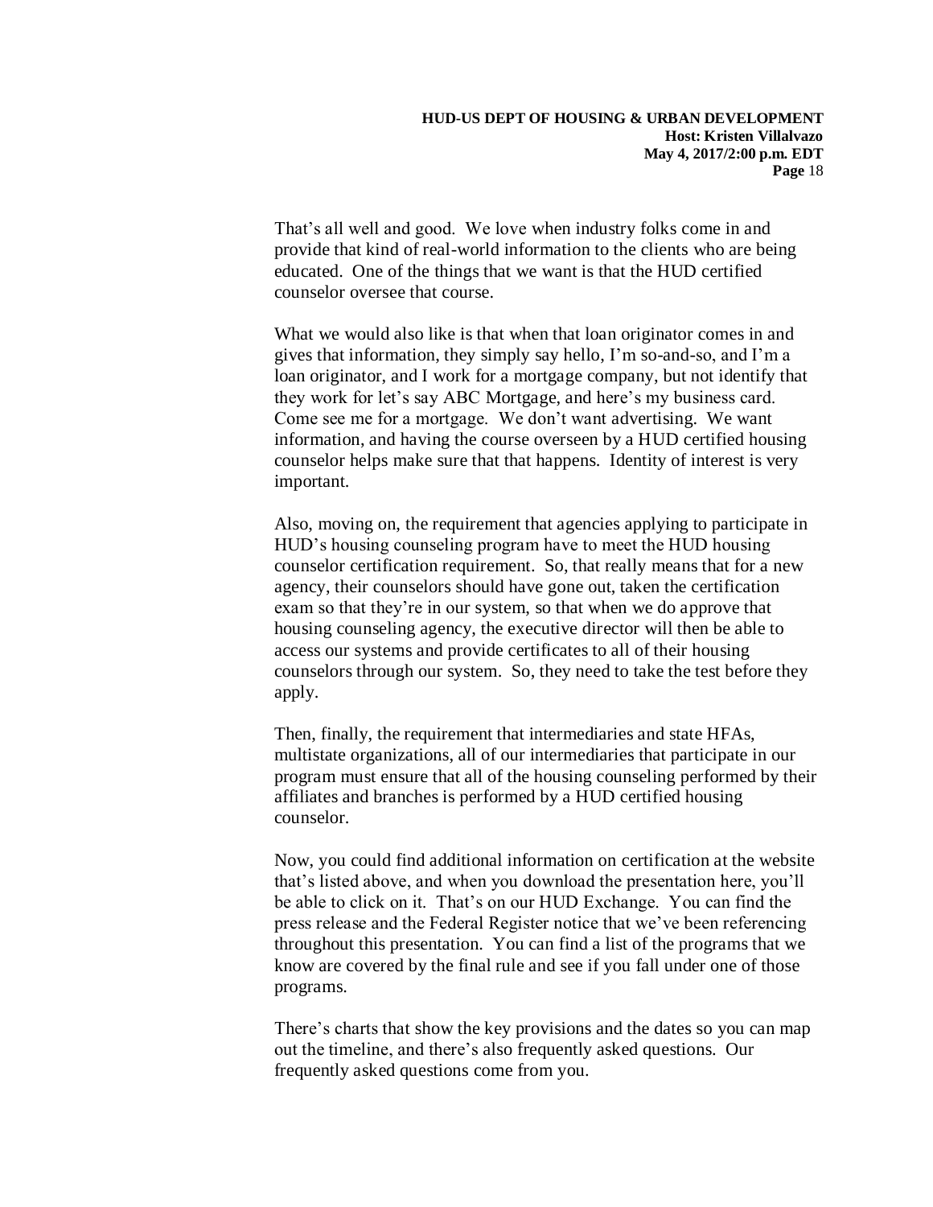That's all well and good. We love when industry folks come in and provide that kind of real-world information to the clients who are being educated. One of the things that we want is that the HUD certified counselor oversee that course.

What we would also like is that when that loan originator comes in and gives that information, they simply say hello, I'm so-and-so, and I'm a loan originator, and I work for a mortgage company, but not identify that they work for let's say ABC Mortgage, and here's my business card. Come see me for a mortgage. We don't want advertising. We want information, and having the course overseen by a HUD certified housing counselor helps make sure that that happens. Identity of interest is very important.

Also, moving on, the requirement that agencies applying to participate in HUD's housing counseling program have to meet the HUD housing counselor certification requirement. So, that really means that for a new agency, their counselors should have gone out, taken the certification exam so that they're in our system, so that when we do approve that housing counseling agency, the executive director will then be able to access our systems and provide certificates to all of their housing counselors through our system. So, they need to take the test before they apply.

Then, finally, the requirement that intermediaries and state HFAs, multistate organizations, all of our intermediaries that participate in our program must ensure that all of the housing counseling performed by their affiliates and branches is performed by a HUD certified housing counselor.

Now, you could find additional information on certification at the website that's listed above, and when you download the presentation here, you'll be able to click on it. That's on our HUD Exchange. You can find the press release and the Federal Register notice that we've been referencing throughout this presentation. You can find a list of the programs that we know are covered by the final rule and see if you fall under one of those programs.

There's charts that show the key provisions and the dates so you can map out the timeline, and there's also frequently asked questions. Our frequently asked questions come from you.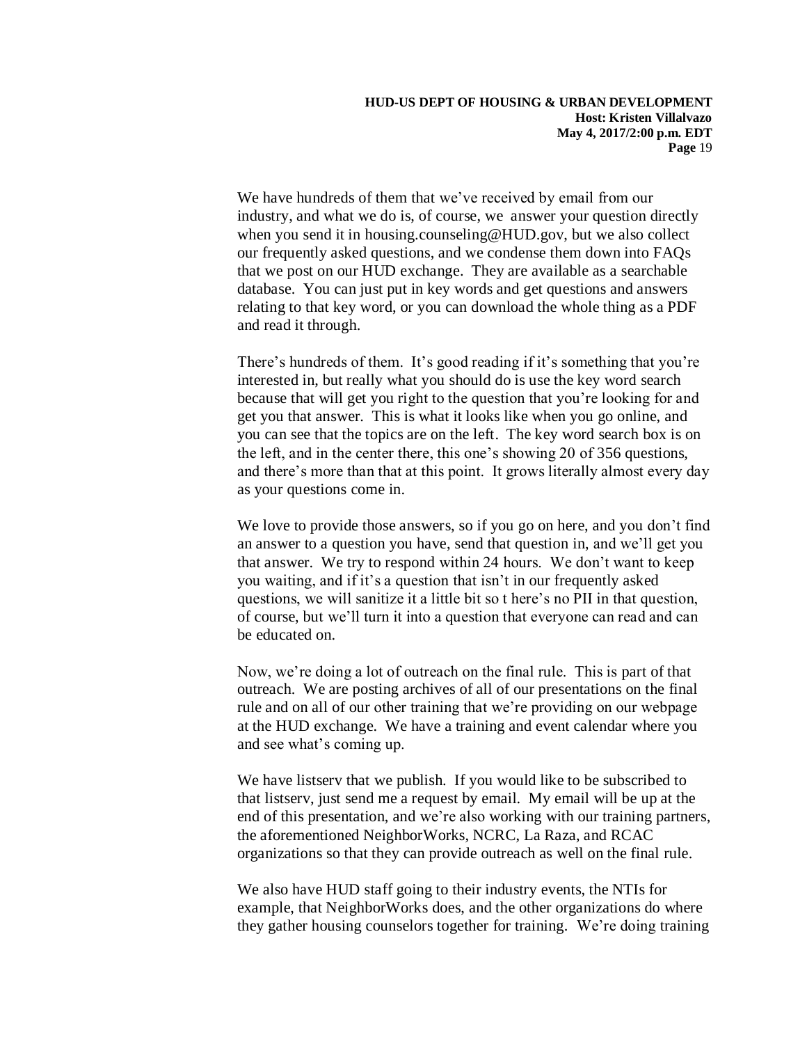We have hundreds of them that we've received by email from our industry, and what we do is, of course, we answer your question directly when you send it in housing.counseling@HUD.gov, but we also collect our frequently asked questions, and we condense them down into FAQs that we post on our HUD exchange. They are available as a searchable database. You can just put in key words and get questions and answers relating to that key word, or you can download the whole thing as a PDF and read it through.

There's hundreds of them. It's good reading if it's something that you're interested in, but really what you should do is use the key word search because that will get you right to the question that you're looking for and get you that answer. This is what it looks like when you go online, and you can see that the topics are on the left. The key word search box is on the left, and in the center there, this one's showing 20 of 356 questions, and there's more than that at this point. It grows literally almost every day as your questions come in.

We love to provide those answers, so if you go on here, and you don't find an answer to a question you have, send that question in, and we'll get you that answer. We try to respond within 24 hours. We don't want to keep you waiting, and if it's a question that isn't in our frequently asked questions, we will sanitize it a little bit so t here's no PII in that question, of course, but we'll turn it into a question that everyone can read and can be educated on.

Now, we're doing a lot of outreach on the final rule. This is part of that outreach. We are posting archives of all of our presentations on the final rule and on all of our other training that we're providing on our webpage at the HUD exchange. We have a training and event calendar where you and see what's coming up.

We have listserv that we publish. If you would like to be subscribed to that listserv, just send me a request by email. My email will be up at the end of this presentation, and we're also working with our training partners, the aforementioned NeighborWorks, NCRC, La Raza, and RCAC organizations so that they can provide outreach as well on the final rule.

We also have HUD staff going to their industry events, the NTIs for example, that NeighborWorks does, and the other organizations do where they gather housing counselors together for training. We're doing training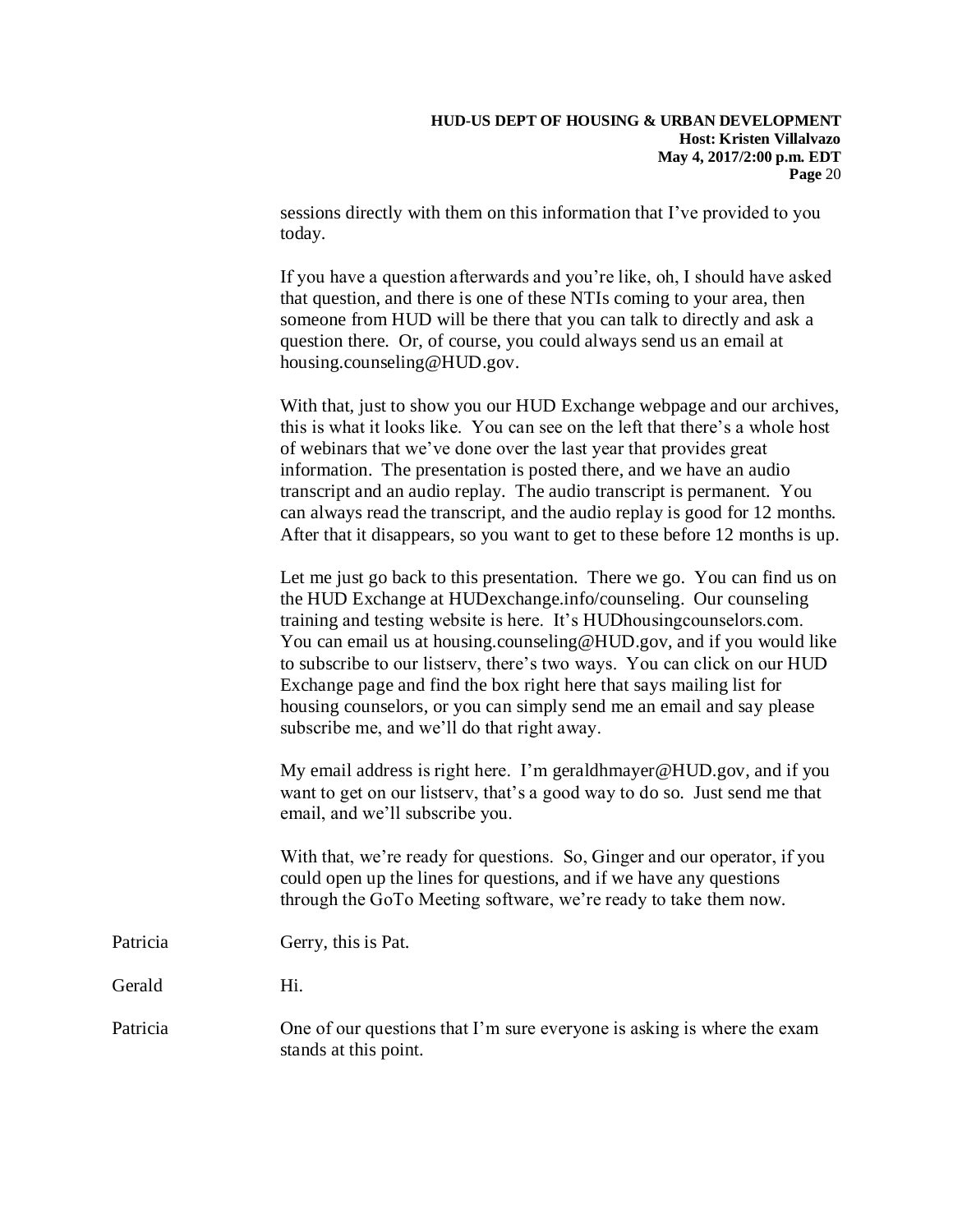sessions directly with them on this information that I've provided to you today.

If you have a question afterwards and you're like, oh, I should have asked that question, and there is one of these NTIs coming to your area, then someone from HUD will be there that you can talk to directly and ask a question there. Or, of course, you could always send us an email at housing.counseling@HUD.gov.

With that, just to show you our HUD Exchange webpage and our archives, this is what it looks like. You can see on the left that there's a whole host of webinars that we've done over the last year that provides great information. The presentation is posted there, and we have an audio transcript and an audio replay. The audio transcript is permanent. You can always read the transcript, and the audio replay is good for 12 months. After that it disappears, so you want to get to these before 12 months is up.

Let me just go back to this presentation. There we go. You can find us on the HUD Exchange at HUDexchange.info/counseling. Our counseling training and testing website is here. It's HUDhousingcounselors.com. You can email us at housing.counseling@HUD.gov, and if you would like to subscribe to our listserv, there's two ways. You can click on our HUD Exchange page and find the box right here that says mailing list for housing counselors, or you can simply send me an email and say please subscribe me, and we'll do that right away.

My email address is right here. I'm geraldhmayer@HUD.gov, and if you want to get on our listserv, that's a good way to do so. Just send me that email, and we'll subscribe you.

With that, we're ready for questions. So, Ginger and our operator, if you could open up the lines for questions, and if we have any questions through the GoTo Meeting software, we're ready to take them now.

Patricia: Gerry, this is Pat.

Gerald: Hi.

Patricia: One of our questions that I'm sure everyone is asking is where the exam stands at this point.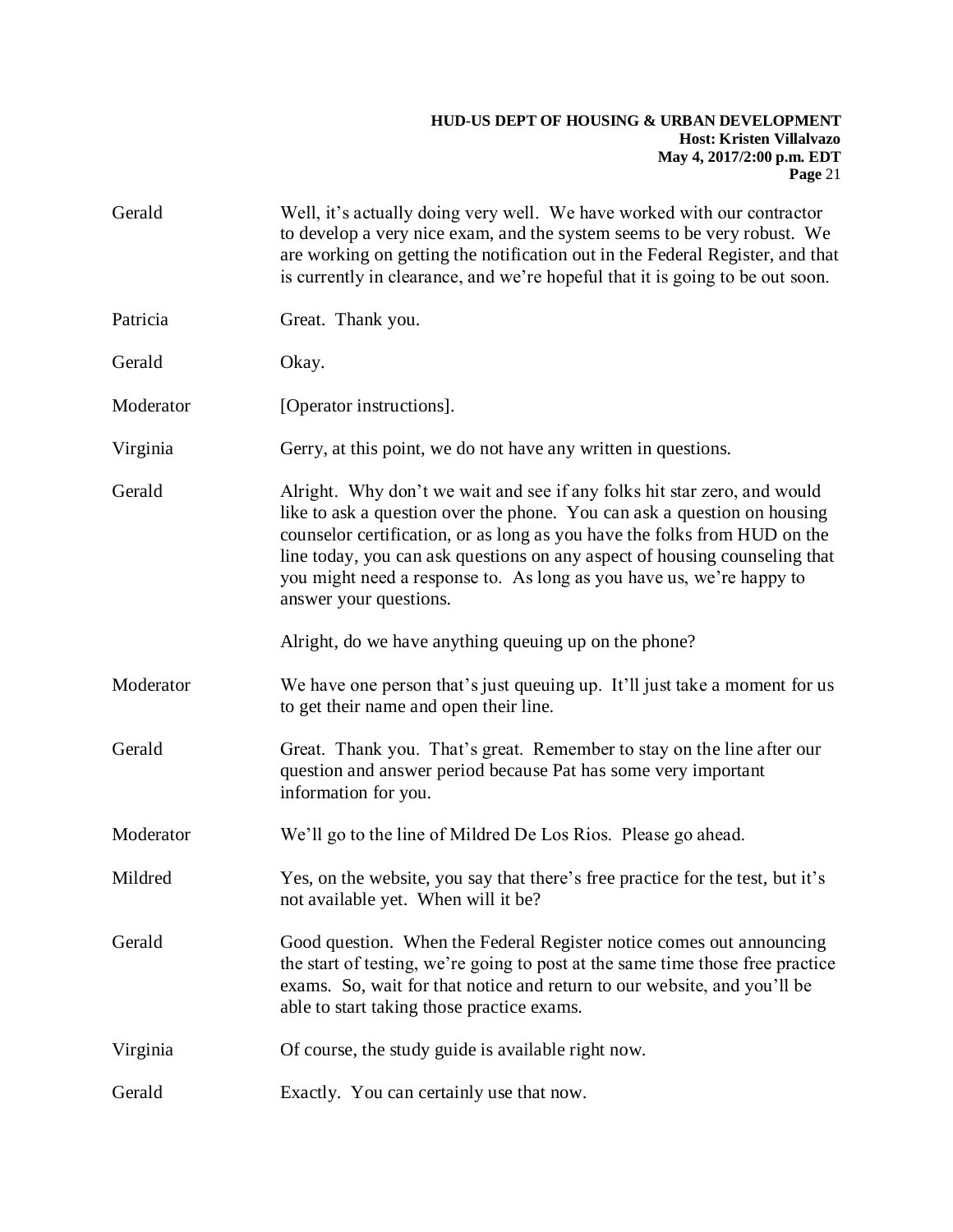Gerald Well, it's actually doing very well. We have worked with our contractor to develop a very nice exam, and the system seems to be very robust. We are working on getting the notification out in the Federal Register, and that is currently in clearance, and we're hopeful that it is going to be out soon.

Patricia Great. Thank you.

Gerald Okay.

Moderator [Operator instructions].

Virginia Gerry, at this point, we do not have any written in questions.

Gerald Alright. Why don't we wait and see if any folks hit star zero, and would like to ask a question over the phone. You can ask a question on housing counselor certification, or as long as you have the folks from HUD on the line today, you can ask questions on any aspect of housing counseling that you might need a response to. As long as you have us, we're happy to answer your questions.

Alright, do we have anything queuing up on the phone?

Moderator We have one person that's just queuing up. It'll just take a moment for us to get their name and open their line.

Gerald Great. Thank you. That's great. Remember to stay on the line after our question and answer period because Pat has some very important information for you.

Moderator We'll go to the line of Mildred De Los Rios. Please go ahead.

Mildred Yes, on the website, you say that there's free practice for the test, but it's not available yet. When will it be?

Gerald Good question. When the Federal Register notice comes out announcing the start of testing, we're going to post at the same time those free practice exams. So, wait for that notice and return to our website, and you'll be able to start taking those practice exams.

Virginia Of course, the study guide is available right now.

Gerald Exactly. You can certainly use that now.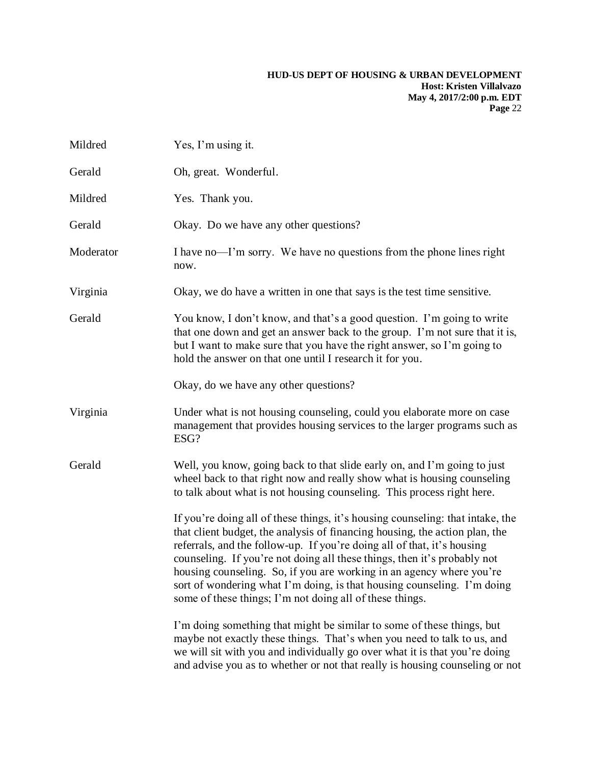Mildred Yes, I'm using it.

Gerald Oh, great. Wonderful.

Mildred Yes. Thank you.

Gerald Okay. Do we have any other questions?

Moderator I have no—I'm sorry. We have no questions from the phone lines right now.

Virginia Okay, we do have a written in one that says is the test time sensitive.

Gerald You know, I don't know, and that's a good question. I'm going to write that one down and get an answer back to the group. I'm not sure that it is, but I want to make sure that you have the right answer, so I'm going to hold the answer on that one until I research it for you.

Okay, do we have any other questions?

Virginia Under what is not housing counseling, could you elaborate more on case management that provides housing services to the larger programs such as ESG?

Gerald Well, you know, going back to that slide early on, and I'm going to just wheel back to that right now and really show what is housing counseling to talk about what is not housing counseling. This process right here.

If you're doing all of these things, it's housing counseling: that intake, the that client budget, the analysis of financing housing, the action plan, the referrals, and the follow-up. If you're doing all of that, it's housing counseling. If you're not doing all these things, then it's probably not housing counseling. So, if you are working in an agency where you're sort of wondering what I'm doing, is that housing counseling. I'm doing some of these things; I'm not doing all of these things.

I'm doing something that might be similar to some of these things, but maybe not exactly these things. That's when you need to talk to us, and we will sit with you and individually go over what it is that you're doing and advise you as to whether or not that really is housing counseling or not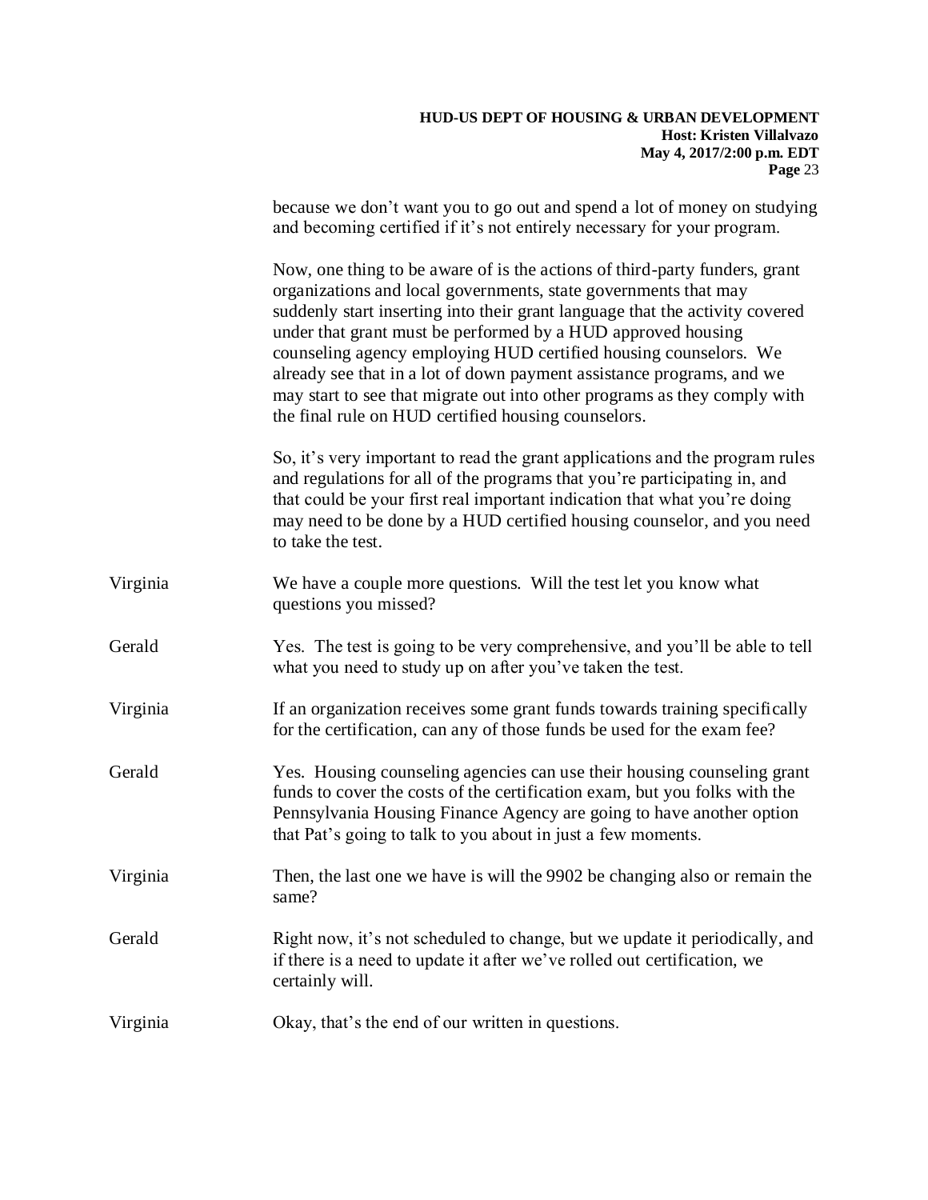because we don't want you to go out and spend a lot of money on studying and becoming certified if it's not entirely necessary for your program.

Now, one thing to be aware of is the actions of third-party funders, grant organizations and local governments, state governments that may suddenly start inserting into their grant language that the activity covered under that grant must be performed by a HUD approved housing counseling agency employing HUD certified housing counselors. We already see that in a lot of down payment assistance programs, and we may start to see that migrate out into other programs as they comply with the final rule on HUD certified housing counselors.

So, it's very important to read the grant applications and the program rules and regulations for all of the programs that you're participating in, and that could be your first real important indication that what you're doing may need to be done by a HUD certified housing counselor, and you need to take the test.

Virginia We have a couple more questions. Will the test let you know what questions you missed?

Gerald Yes. The test is going to be very comprehensive, and you'll be able to tell what you need to study up on after you've taken the test.

Virginia If an organization receives some grant funds towards training specifically for the certification, can any of those funds be used for the exam fee?

Gerald Yes. Housing counseling agencies can use their housing counseling grant funds to cover the costs of the certification exam, but you folks with the Pennsylvania Housing Finance Agency are going to have another option that Pat's going to talk to you about in just a few moments.

Virginia Then, the last one we have is will the 9902 be changing also or remain the same?

Gerald Right now, it's not scheduled to change, but we update it periodically, and if there is a need to update it after we've rolled out certification, we certainly will.

Virginia Okay, that's the end of our written in questions.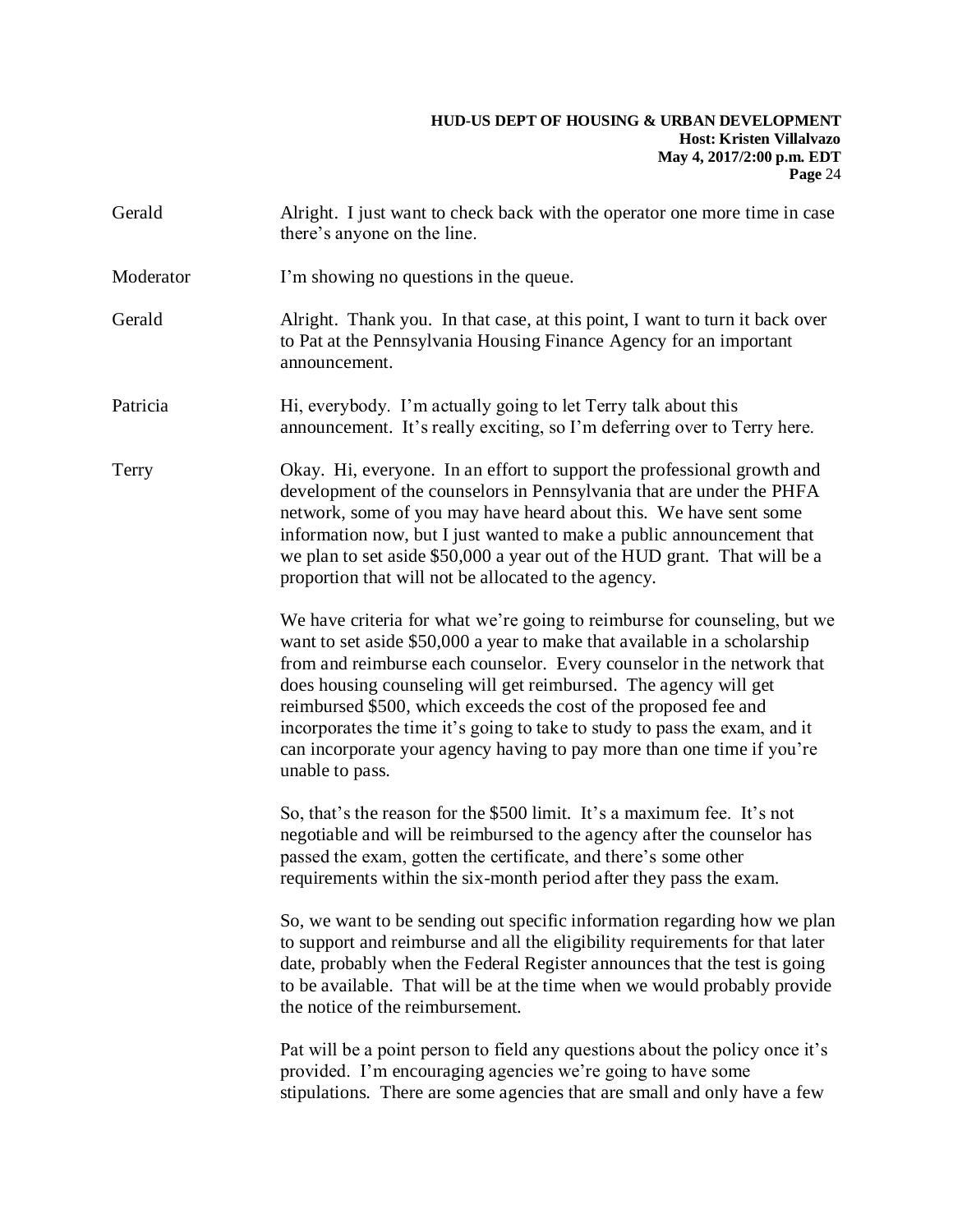Gerald Alright. I just want to check back with the operator one more time in case there's anyone on the line.

Moderator I'm showing no questions in the queue.

Gerald Alright. Thank you. In that case, at this point, I want to turn it back over to Pat at the Pennsylvania Housing Finance Agency for an important announcement.

Patricia Hi, everybody. I'm actually going to let Terry talk about this announcement. It's really exciting, so I'm deferring over to Terry here.

Terry Okay. Hi, everyone. In an effort to support the professional growth and development of the counselors in Pennsylvania that are under the PHFA network, some of you may have heard about this. We have sent some information now, but I just wanted to make a public announcement that we plan to set aside $50,000 a year out of the HUD grant. That will be a proportion that will not be allocated to the agency.

We have criteria for what we're going to reimburse for counseling, but we want to set aside $50,000 a year to make that available in a scholarship from and reimburse each counselor. Every counselor in the network that does housing counseling will get reimbursed. The agency will get reimbursed $500, which exceeds the cost of the proposed fee and incorporates the time it's going to take to study to pass the exam, and it can incorporate your agency having to pay more than one time if you're unable to pass.

So, that's the reason for the $500 limit. It's a maximum fee. It's not negotiable and will be reimbursed to the agency after the counselor has passed the exam, gotten the certificate, and there's some other requirements within the six-month period after they pass the exam.

So, we want to be sending out specific information regarding how we plan to support and reimburse and all the eligibility requirements for that later date, probably when the Federal Register announces that the test is going to be available. That will be at the time when we would probably provide the notice of the reimbursement.

Pat will be a point person to field any questions about the policy once it's provided. I'm encouraging agencies we're going to have some stipulations. There are some agencies that are small and only have a few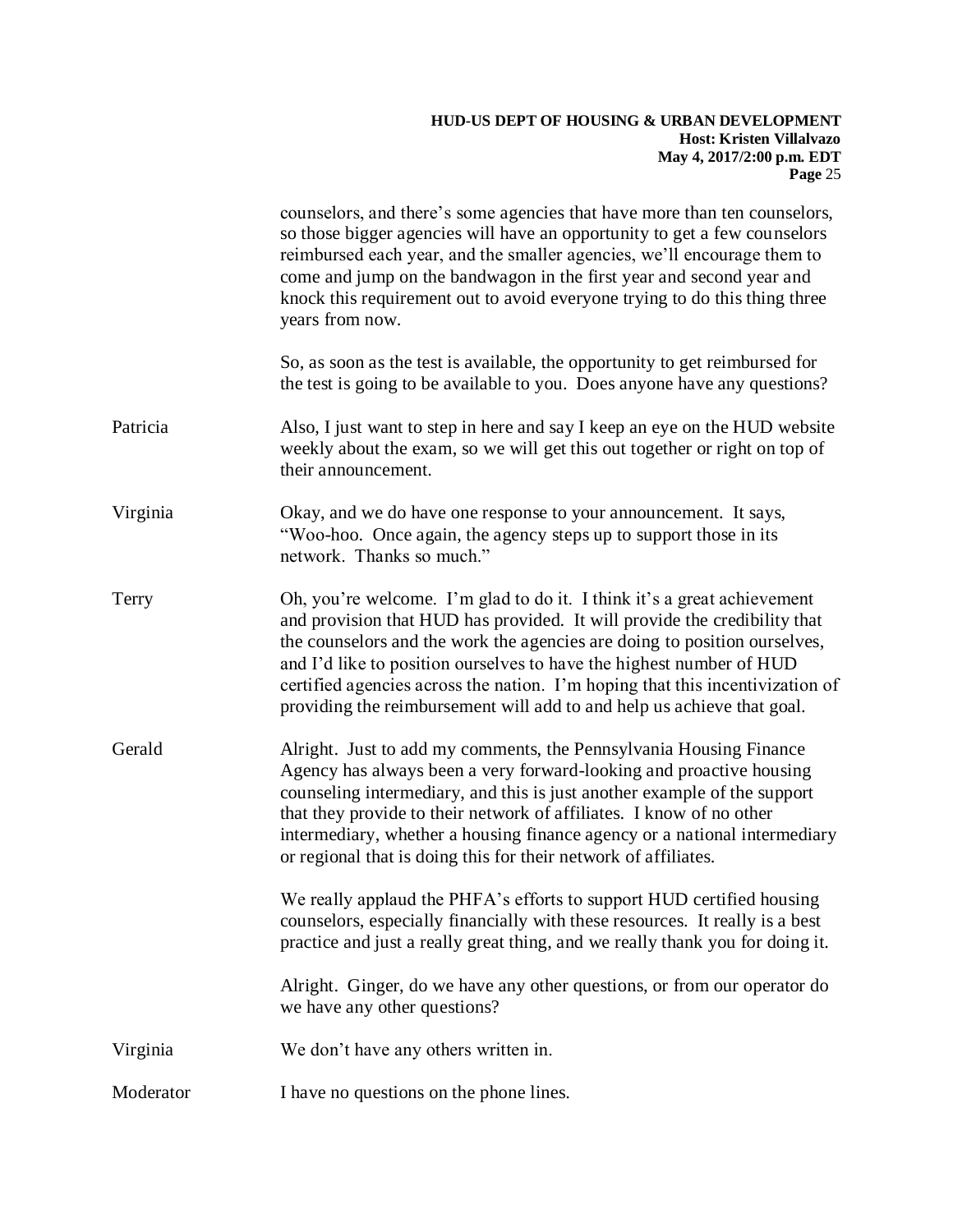counselors, and there's some agencies that have more than ten counselors, so those bigger agencies will have an opportunity to get a few counselors reimbursed each year, and the smaller agencies, we'll encourage them to come and jump on the bandwagon in the first year and second year and knock this requirement out to avoid everyone trying to do this thing three years from now.

So, as soon as the test is available, the opportunity to get reimbursed for the test is going to be available to you. Does anyone have any questions?

Patricia: Also, I just want to step in here and say I keep an eye on the HUD website weekly about the exam, so we will get this out together or right on top of their announcement.

Virginia: Okay, and we do have one response to your announcement. It says, "Woo-hoo. Once again, the agency steps up to support those in its network. Thanks so much."

Terry: Oh, you're welcome. I'm glad to do it. I think it's a great achievement and provision that HUD has provided. It will provide the credibility that the counselors and the work the agencies are doing to position ourselves, and I'd like to position ourselves to have the highest number of HUD certified agencies across the nation. I'm hoping that this incentivization of providing the reimbursement will add to and help us achieve that goal.

Gerald: Alright. Just to add my comments, the Pennsylvania Housing Finance Agency has always been a very forward-looking and proactive housing counseling intermediary, and this is just another example of the support that they provide to their network of affiliates. I know of no other intermediary, whether a housing finance agency or a national intermediary or regional that is doing this for their network of affiliates.

We really applaud the PHFA's efforts to support HUD certified housing counselors, especially financially with these resources. It really is a best practice and just a really great thing, and we really thank you for doing it.

Alright. Ginger, do we have any other questions, or from our operator do we have any other questions?

Virginia: We don't have any others written in.

Moderator: I have no questions on the phone lines.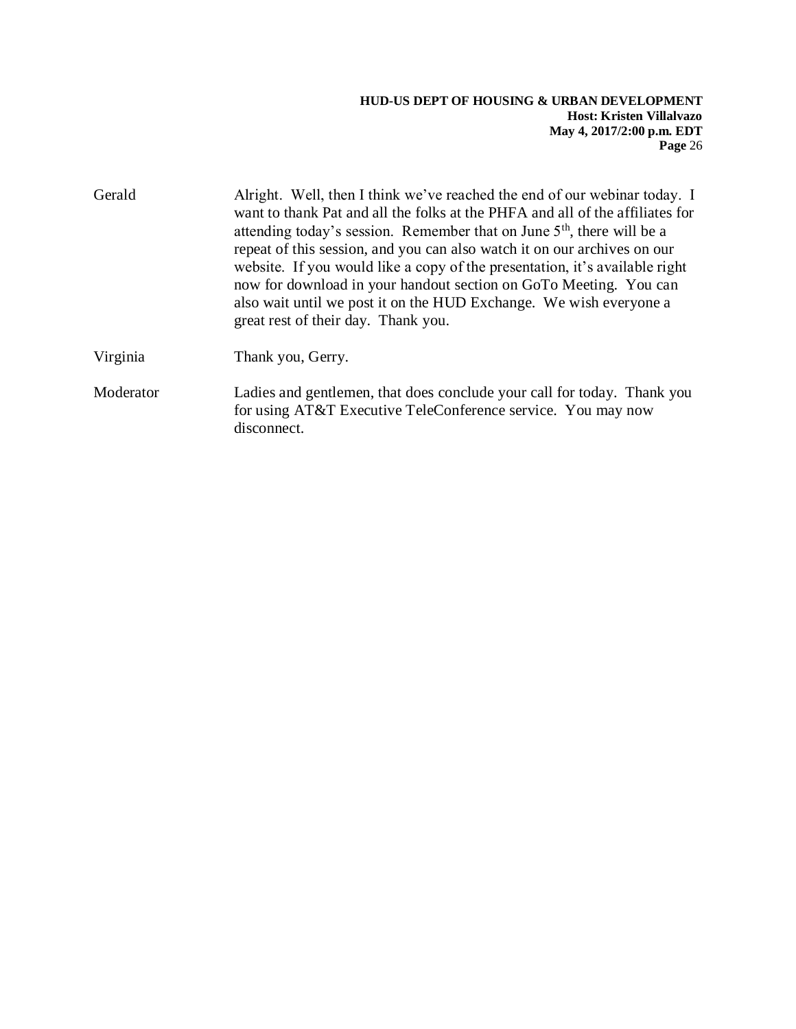Gerald: Alright. Well, then I think we've reached the end of our webinar today. I want to thank Pat and all the folks at the PHFA and all of the affiliates for attending today's session. Remember that on June 5th, there will be a repeat of this session, and you can also watch it on our archives on our website. If you would like a copy of the presentation, it's available right now for download in your handout section on GoTo Meeting. You can also wait until we post it on the HUD Exchange. We wish everyone a great rest of their day. Thank you.

Virginia: Thank you, Gerry.

Moderator: Ladies and gentlemen, that does conclude your call for today. Thank you for using AT&T Executive TeleConference service. You may now disconnect.